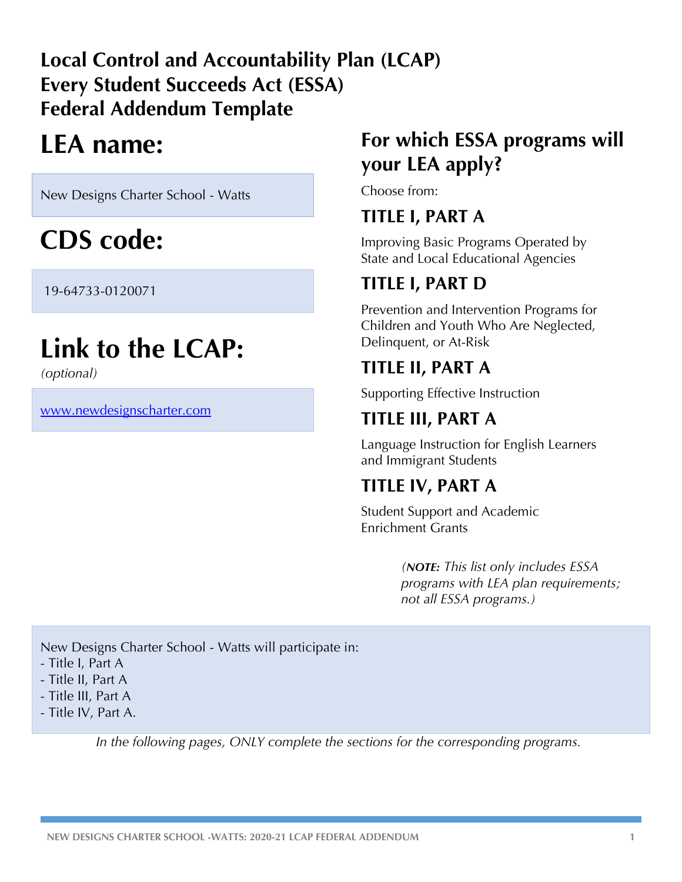**Local Control and Accountability Plan (LCAP)**
**Every Student Succeeds Act (ESSA)**
**Federal Addendum Template**

# LEA name:

New Designs Charter School - Watts

# CDS code:

19-64733-0120071

# Link to the LCAP:

*(optional)*

www.newdesignscharter.com

## For which ESSA programs will your LEA apply?

Choose from:

### TITLE I, PART A

Improving Basic Programs Operated by State and Local Educational Agencies

### TITLE I, PART D

Prevention and Intervention Programs for Children and Youth Who Are Neglected, Delinquent, or At-Risk

### TITLE II, PART A

Supporting Effective Instruction

### TITLE III, PART A

Language Instruction for English Learners and Immigrant Students

### TITLE IV, PART A

Student Support and Academic Enrichment Grants

*(**NOTE:** This list only includes ESSA programs with LEA plan requirements; not all ESSA programs.)*

New Designs Charter School - Watts will participate in:
- Title I, Part A
- Title II, Part A
- Title III, Part A
- Title IV, Part A.

*In the following pages, ONLY complete the sections for the corresponding programs.*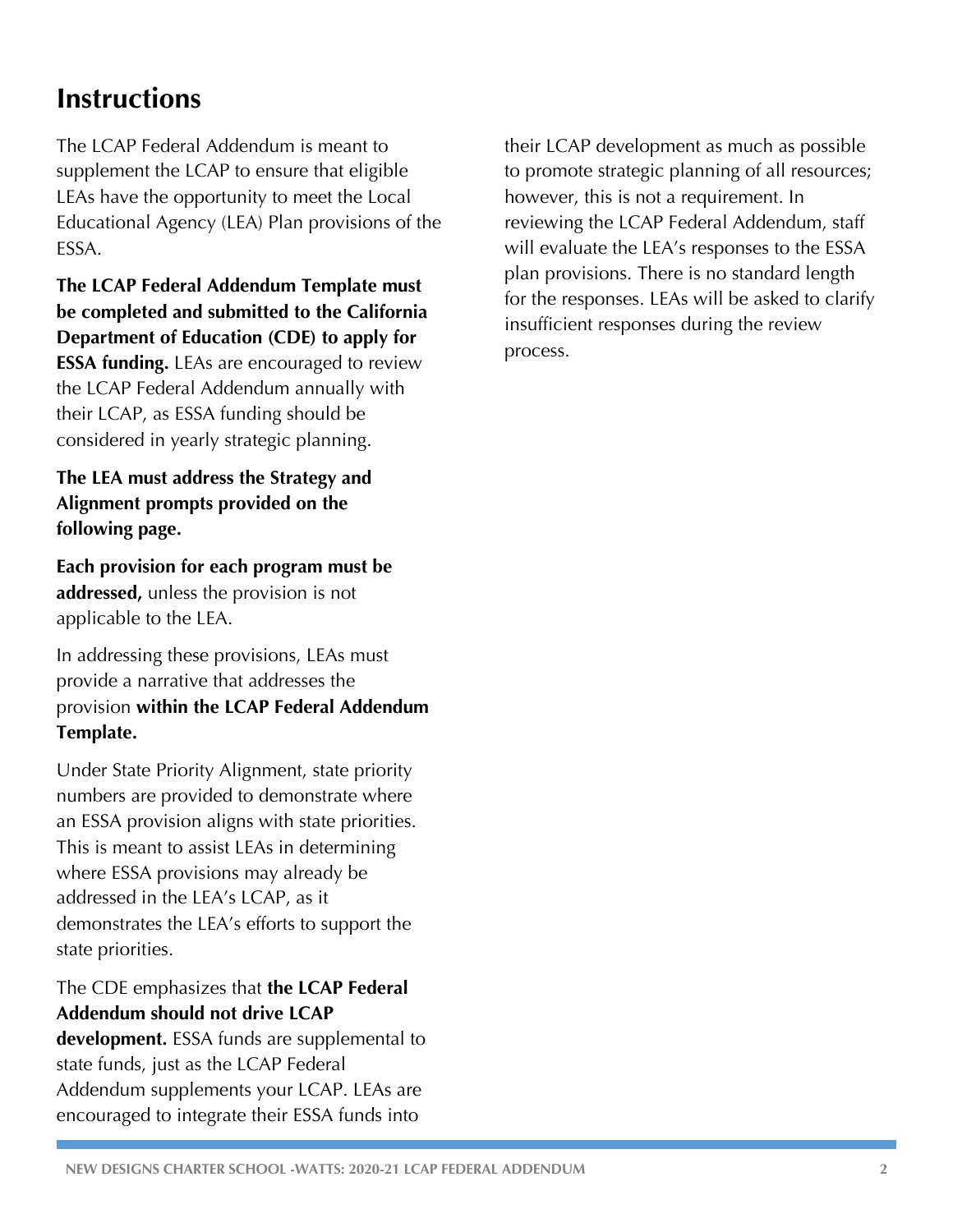## Instructions

The LCAP Federal Addendum is meant to supplement the LCAP to ensure that eligible LEAs have the opportunity to meet the Local Educational Agency (LEA) Plan provisions of the ESSA.

**The LCAP Federal Addendum Template must be completed and submitted to the California Department of Education (CDE) to apply for ESSA funding.** LEAs are encouraged to review the LCAP Federal Addendum annually with their LCAP, as ESSA funding should be considered in yearly strategic planning.

**The LEA must address the Strategy and Alignment prompts provided on the following page.**

**Each provision for each program must be addressed,** unless the provision is not applicable to the LEA.

In addressing these provisions, LEAs must provide a narrative that addresses the provision **within the LCAP Federal Addendum Template.**

Under State Priority Alignment, state priority numbers are provided to demonstrate where an ESSA provision aligns with state priorities. This is meant to assist LEAs in determining where ESSA provisions may already be addressed in the LEA's LCAP, as it demonstrates the LEA's efforts to support the state priorities.

The CDE emphasizes that **the LCAP Federal Addendum should not drive LCAP development.** ESSA funds are supplemental to state funds, just as the LCAP Federal Addendum supplements your LCAP. LEAs are encouraged to integrate their ESSA funds into their LCAP development as much as possible to promote strategic planning of all resources; however, this is not a requirement. In reviewing the LCAP Federal Addendum, staff will evaluate the LEA's responses to the ESSA plan provisions. There is no standard length for the responses. LEAs will be asked to clarify insufficient responses during the review process.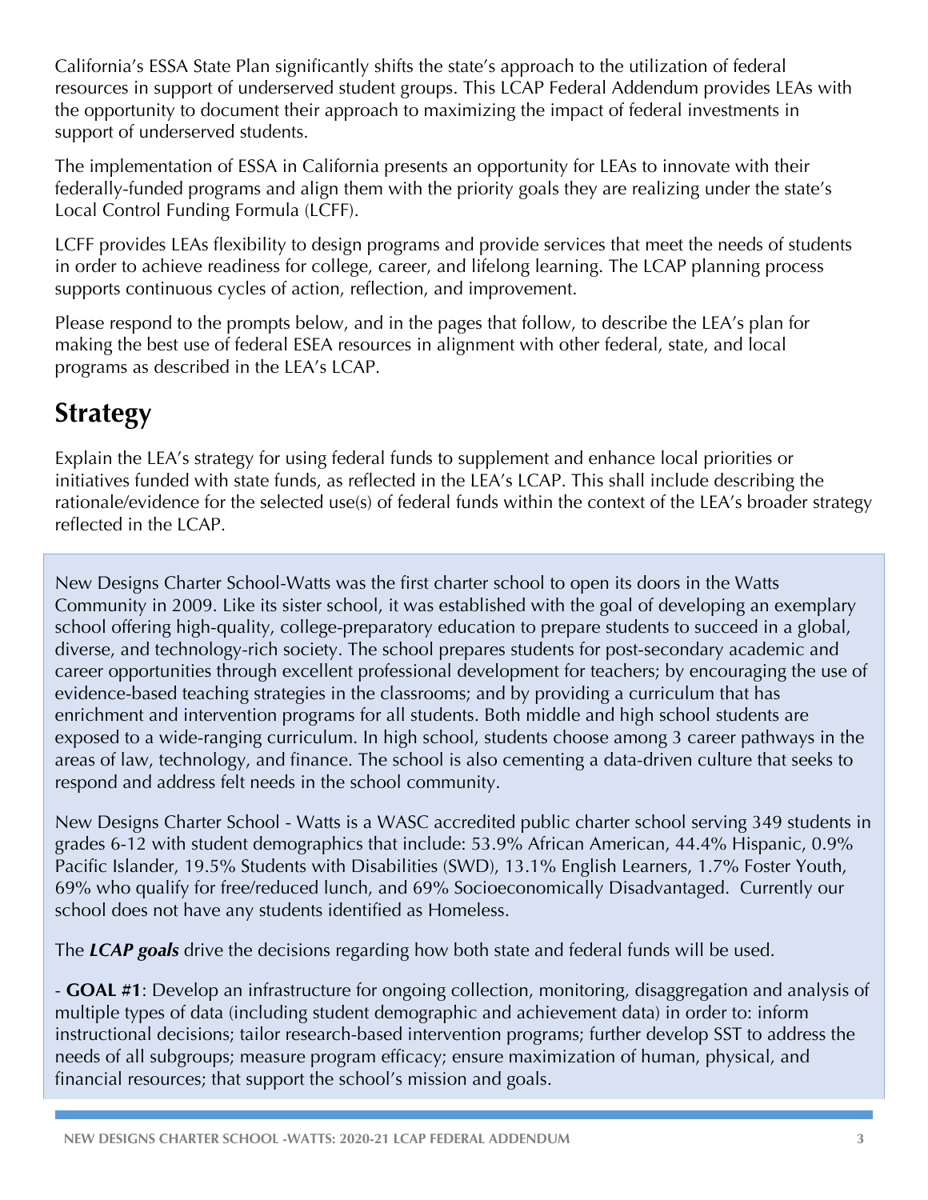California's ESSA State Plan significantly shifts the state's approach to the utilization of federal resources in support of underserved student groups. This LCAP Federal Addendum provides LEAs with the opportunity to document their approach to maximizing the impact of federal investments in support of underserved students.

The implementation of ESSA in California presents an opportunity for LEAs to innovate with their federally-funded programs and align them with the priority goals they are realizing under the state's Local Control Funding Formula (LCFF).

LCFF provides LEAs flexibility to design programs and provide services that meet the needs of students in order to achieve readiness for college, career, and lifelong learning. The LCAP planning process supports continuous cycles of action, reflection, and improvement.

Please respond to the prompts below, and in the pages that follow, to describe the LEA's plan for making the best use of federal ESEA resources in alignment with other federal, state, and local programs as described in the LEA's LCAP.

## Strategy

Explain the LEA's strategy for using federal funds to supplement and enhance local priorities or initiatives funded with state funds, as reflected in the LEA's LCAP. This shall include describing the rationale/evidence for the selected use(s) of federal funds within the context of the LEA's broader strategy reflected in the LCAP.

New Designs Charter School-Watts was the first charter school to open its doors in the Watts Community in 2009. Like its sister school, it was established with the goal of developing an exemplary school offering high-quality, college-preparatory education to prepare students to succeed in a global, diverse, and technology-rich society. The school prepares students for post-secondary academic and career opportunities through excellent professional development for teachers; by encouraging the use of evidence-based teaching strategies in the classrooms; and by providing a curriculum that has enrichment and intervention programs for all students. Both middle and high school students are exposed to a wide-ranging curriculum. In high school, students choose among 3 career pathways in the areas of law, technology, and finance. The school is also cementing a data-driven culture that seeks to respond and address felt needs in the school community.

New Designs Charter School - Watts is a WASC accredited public charter school serving 349 students in grades 6-12 with student demographics that include: 53.9% African American, 44.4% Hispanic, 0.9% Pacific Islander, 19.5% Students with Disabilities (SWD), 13.1% English Learners, 1.7% Foster Youth, 69% who qualify for free/reduced lunch, and 69% Socioeconomically Disadvantaged. Currently our school does not have any students identified as Homeless.

The ***LCAP goals*** drive the decisions regarding how both state and federal funds will be used.

- **GOAL #1**: Develop an infrastructure for ongoing collection, monitoring, disaggregation and analysis of multiple types of data (including student demographic and achievement data) in order to: inform instructional decisions; tailor research-based intervention programs; further develop SST to address the needs of all subgroups; measure program efficacy; ensure maximization of human, physical, and financial resources; that support the school's mission and goals.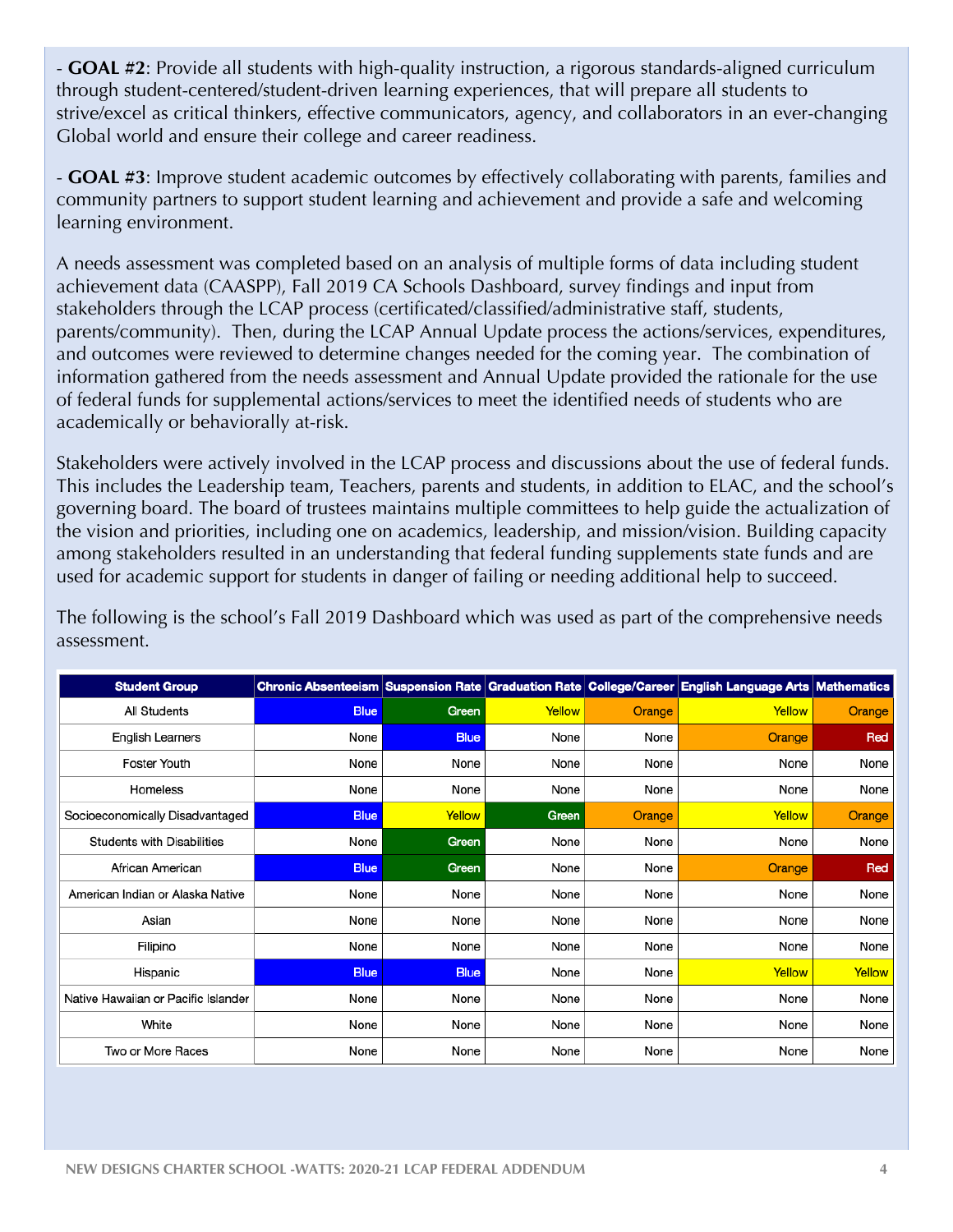- **GOAL #2**: Provide all students with high-quality instruction, a rigorous standards-aligned curriculum through student-centered/student-driven learning experiences, that will prepare all students to strive/excel as critical thinkers, effective communicators, agency, and collaborators in an ever-changing Global world and ensure their college and career readiness.

- **GOAL #3**: Improve student academic outcomes by effectively collaborating with parents, families and community partners to support student learning and achievement and provide a safe and welcoming learning environment.

A needs assessment was completed based on an analysis of multiple forms of data including student achievement data (CAASPP), Fall 2019 CA Schools Dashboard, survey findings and input from stakeholders through the LCAP process (certificated/classified/administrative staff, students, parents/community). Then, during the LCAP Annual Update process the actions/services, expenditures, and outcomes were reviewed to determine changes needed for the coming year. The combination of information gathered from the needs assessment and Annual Update provided the rationale for the use of federal funds for supplemental actions/services to meet the identified needs of students who are academically or behaviorally at-risk.

Stakeholders were actively involved in the LCAP process and discussions about the use of federal funds. This includes the Leadership team, Teachers, parents and students, in addition to ELAC, and the school's governing board. The board of trustees maintains multiple committees to help guide the actualization of the vision and priorities, including one on academics, leadership, and mission/vision. Building capacity among stakeholders resulted in an understanding that federal funding supplements state funds and are used for academic support for students in danger of failing or needing additional help to succeed.

The following is the school's Fall 2019 Dashboard which was used as part of the comprehensive needs assessment.

| Student Group | Chronic Absenteeism | Suspension Rate | Graduation Rate | College/Career | English Language Arts | Mathematics |
|---|---|---|---|---|---|---|
| All Students | Blue | Green | Yellow | Orange | Yellow | Orange |
| English Learners | None | Blue | None | None | Orange | Red |
| Foster Youth | None | None | None | None | None | None |
| Homeless | None | None | None | None | None | None |
| Socioeconomically Disadvantaged | Blue | Yellow | Green | Orange | Yellow | Orange |
| Students with Disabilities | None | Green | None | None | None | None |
| African American | Blue | Green | None | None | Orange | Red |
| American Indian or Alaska Native | None | None | None | None | None | None |
| Asian | None | None | None | None | None | None |
| Filipino | None | None | None | None | None | None |
| Hispanic | Blue | Blue | None | None | Yellow | Yellow |
| Native Hawaiian or Pacific Islander | None | None | None | None | None | None |
| White | None | None | None | None | None | None |
| Two or More Races | None | None | None | None | None | None |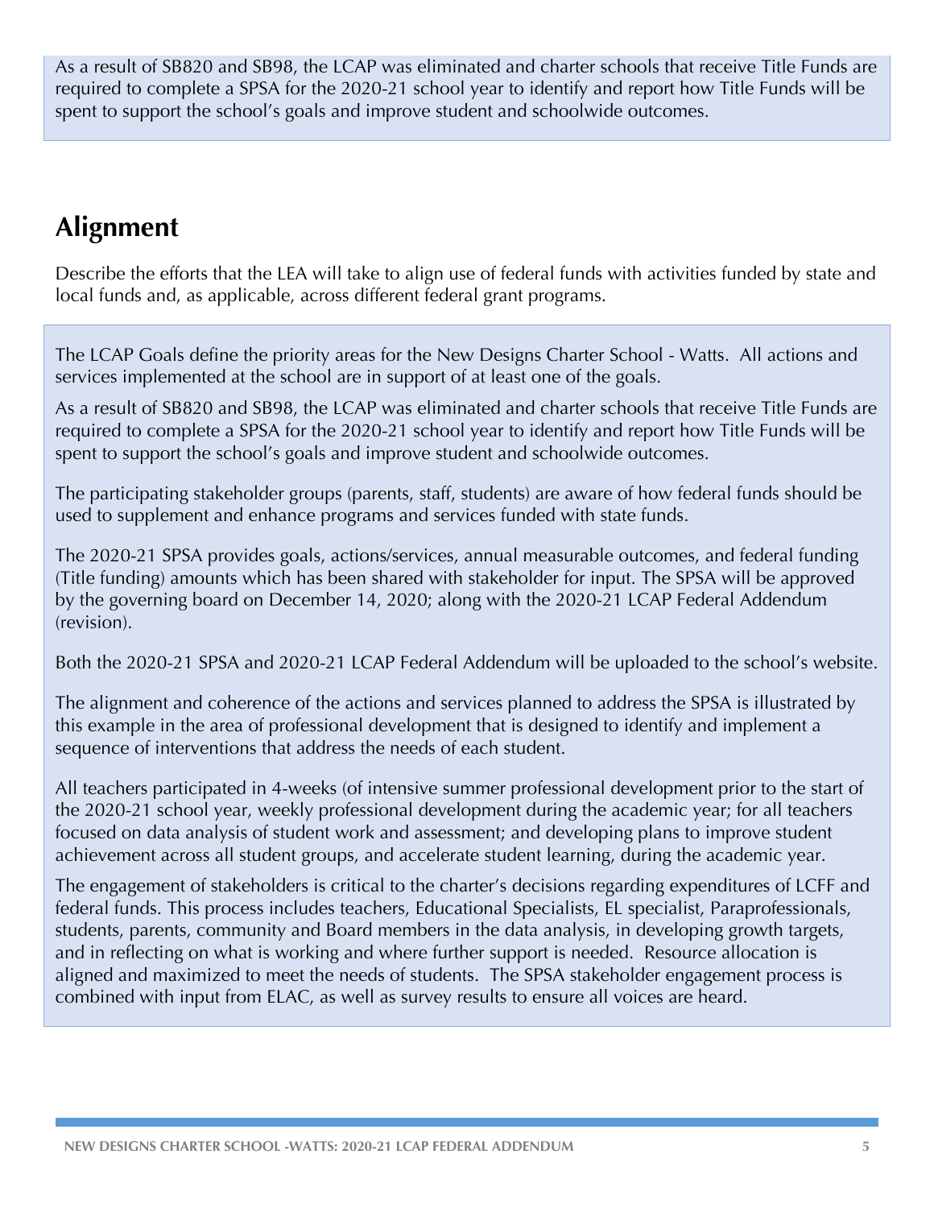As a result of SB820 and SB98, the LCAP was eliminated and charter schools that receive Title Funds are required to complete a SPSA for the 2020-21 school year to identify and report how Title Funds will be spent to support the school's goals and improve student and schoolwide outcomes.

## Alignment

Describe the efforts that the LEA will take to align use of federal funds with activities funded by state and local funds and, as applicable, across different federal grant programs.

The LCAP Goals define the priority areas for the New Designs Charter School - Watts. All actions and services implemented at the school are in support of at least one of the goals.

As a result of SB820 and SB98, the LCAP was eliminated and charter schools that receive Title Funds are required to complete a SPSA for the 2020-21 school year to identify and report how Title Funds will be spent to support the school's goals and improve student and schoolwide outcomes.

The participating stakeholder groups (parents, staff, students) are aware of how federal funds should be used to supplement and enhance programs and services funded with state funds.

The 2020-21 SPSA provides goals, actions/services, annual measurable outcomes, and federal funding (Title funding) amounts which has been shared with stakeholder for input. The SPSA will be approved by the governing board on December 14, 2020; along with the 2020-21 LCAP Federal Addendum (revision).

Both the 2020-21 SPSA and 2020-21 LCAP Federal Addendum will be uploaded to the school's website.

The alignment and coherence of the actions and services planned to address the SPSA is illustrated by this example in the area of professional development that is designed to identify and implement a sequence of interventions that address the needs of each student.

All teachers participated in 4-weeks (of intensive summer professional development prior to the start of the 2020-21 school year, weekly professional development during the academic year; for all teachers focused on data analysis of student work and assessment; and developing plans to improve student achievement across all student groups, and accelerate student learning, during the academic year.

The engagement of stakeholders is critical to the charter's decisions regarding expenditures of LCFF and federal funds. This process includes teachers, Educational Specialists, EL specialist, Paraprofessionals, students, parents, community and Board members in the data analysis, in developing growth targets, and in reflecting on what is working and where further support is needed. Resource allocation is aligned and maximized to meet the needs of students. The SPSA stakeholder engagement process is combined with input from ELAC, as well as survey results to ensure all voices are heard.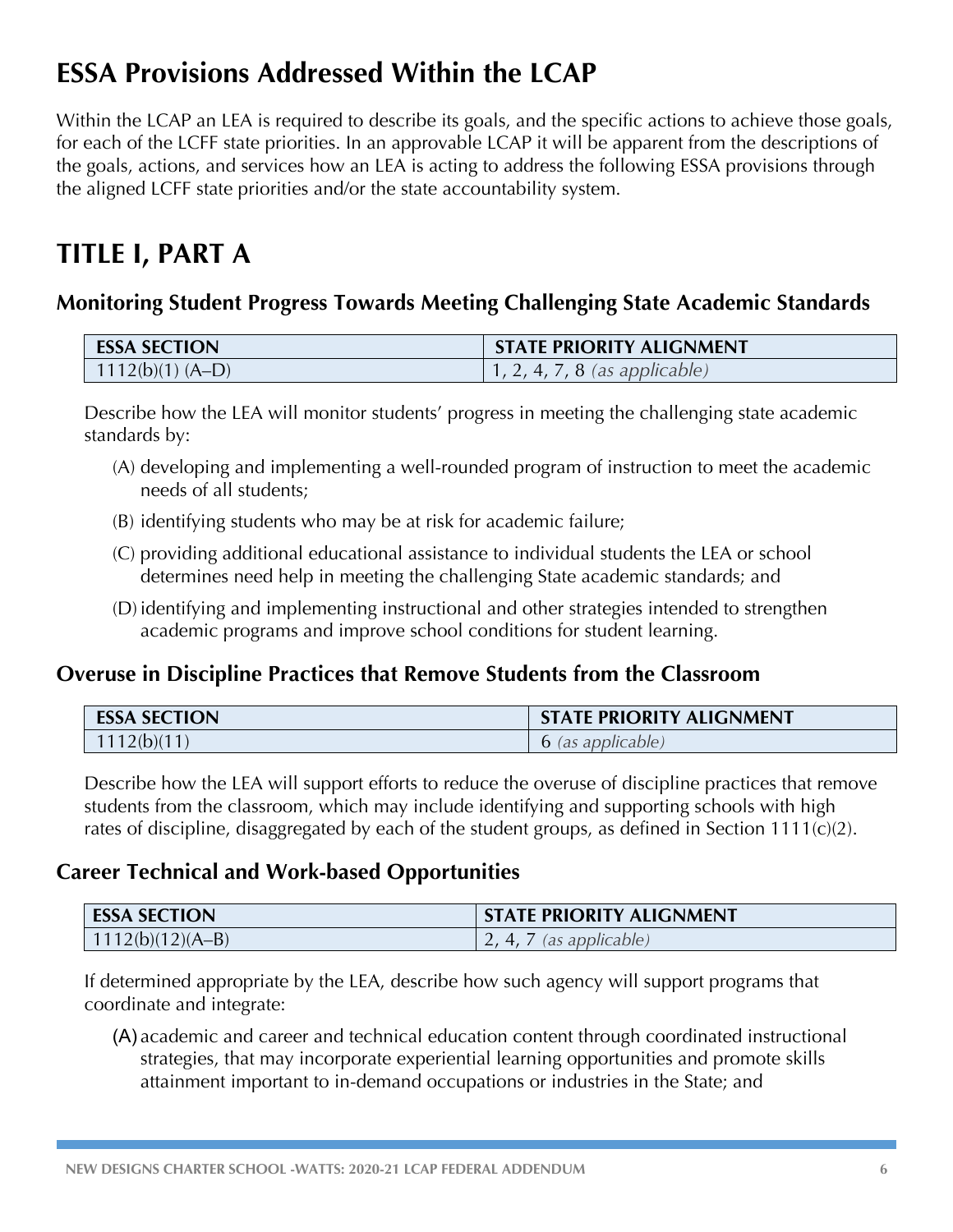# ESSA Provisions Addressed Within the LCAP

Within the LCAP an LEA is required to describe its goals, and the specific actions to achieve those goals, for each of the LCFF state priorities. In an approvable LCAP it will be apparent from the descriptions of the goals, actions, and services how an LEA is acting to address the following ESSA provisions through the aligned LCFF state priorities and/or the state accountability system.

# TITLE I, PART A

### Monitoring Student Progress Towards Meeting Challenging State Academic Standards

| ESSA SECTION | STATE PRIORITY ALIGNMENT |
|---|---|
| 1112(b)(1) (A–D) | 1, 2, 4, 7, 8 *(as applicable)* |

Describe how the LEA will monitor students' progress in meeting the challenging state academic standards by:

(A) developing and implementing a well-rounded program of instruction to meet the academic needs of all students;

(B) identifying students who may be at risk for academic failure;

(C) providing additional educational assistance to individual students the LEA or school determines need help in meeting the challenging State academic standards; and

(D) identifying and implementing instructional and other strategies intended to strengthen academic programs and improve school conditions for student learning.

### Overuse in Discipline Practices that Remove Students from the Classroom

| ESSA SECTION | STATE PRIORITY ALIGNMENT |
|---|---|
| 1112(b)(11) | 6 *(as applicable)* |

Describe how the LEA will support efforts to reduce the overuse of discipline practices that remove students from the classroom, which may include identifying and supporting schools with high rates of discipline, disaggregated by each of the student groups, as defined in Section 1111(c)(2).

### Career Technical and Work-based Opportunities

| ESSA SECTION | STATE PRIORITY ALIGNMENT |
|---|---|
| 1112(b)(12)(A–B) | 2, 4, 7 *(as applicable)* |

If determined appropriate by the LEA, describe how such agency will support programs that coordinate and integrate:

(A) academic and career and technical education content through coordinated instructional strategies, that may incorporate experiential learning opportunities and promote skills attainment important to in-demand occupations or industries in the State; and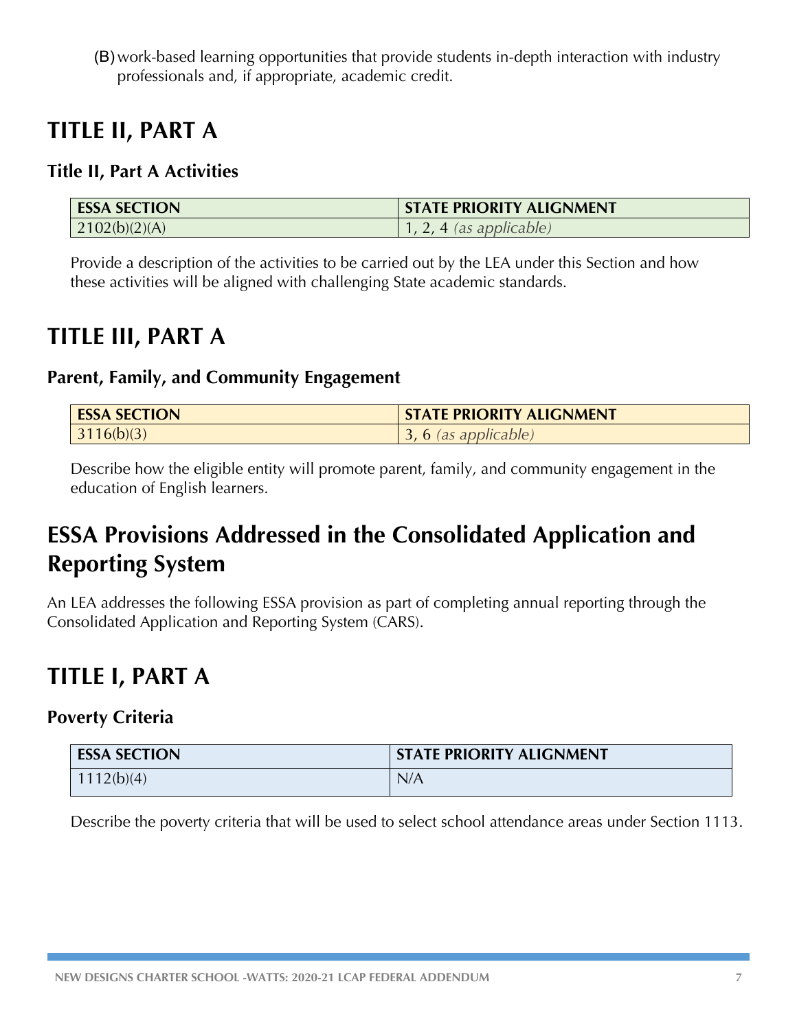(B) work-based learning opportunities that provide students in-depth interaction with industry professionals and, if appropriate, academic credit.

## TITLE II, PART A

### Title II, Part A Activities

| ESSA SECTION | STATE PRIORITY ALIGNMENT |
| --- | --- |
| 2102(b)(2)(A) | 1, 2, 4 *(as applicable)* |

Provide a description of the activities to be carried out by the LEA under this Section and how these activities will be aligned with challenging State academic standards.

## TITLE III, PART A

### Parent, Family, and Community Engagement

| ESSA SECTION | STATE PRIORITY ALIGNMENT |
| --- | --- |
| 3116(b)(3) | 3, 6 *(as applicable)* |

Describe how the eligible entity will promote parent, family, and community engagement in the education of English learners.

## ESSA Provisions Addressed in the Consolidated Application and Reporting System

An LEA addresses the following ESSA provision as part of completing annual reporting through the Consolidated Application and Reporting System (CARS).

## TITLE I, PART A

### Poverty Criteria

| ESSA SECTION | STATE PRIORITY ALIGNMENT |
| --- | --- |
| 1112(b)(4) | N/A |

Describe the poverty criteria that will be used to select school attendance areas under Section 1113.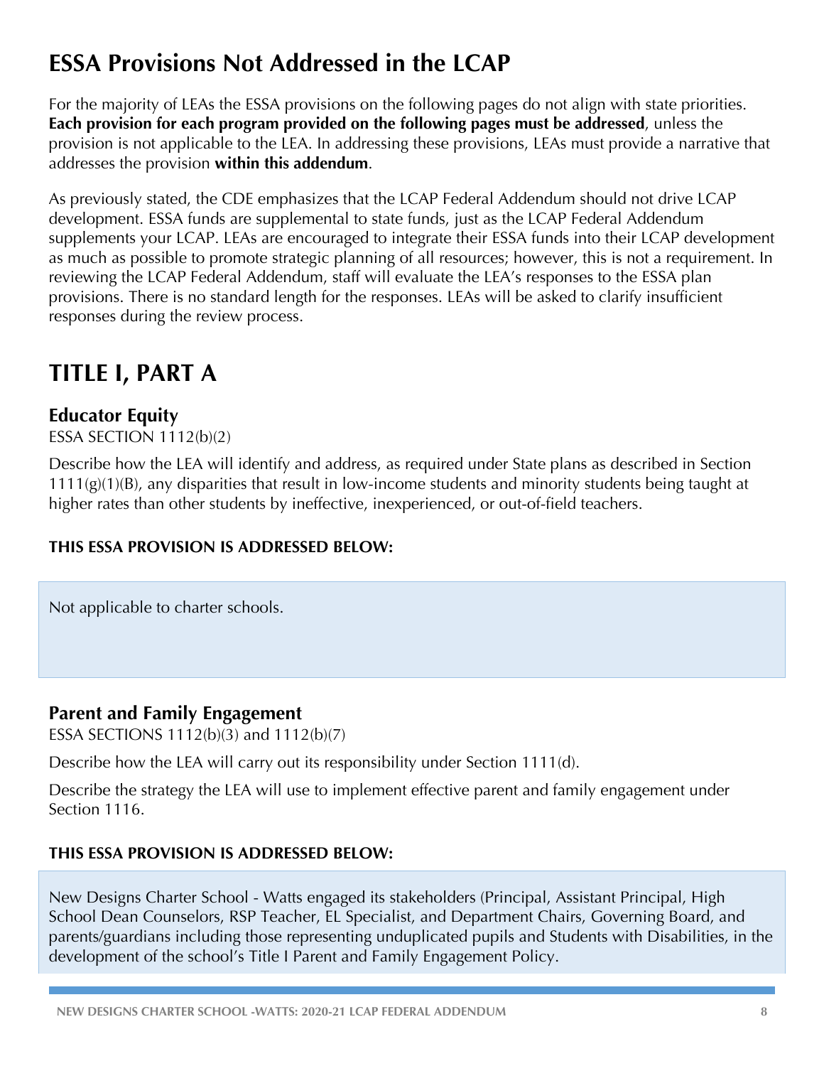# ESSA Provisions Not Addressed in the LCAP

For the majority of LEAs the ESSA provisions on the following pages do not align with state priorities. **Each provision for each program provided on the following pages must be addressed**, unless the provision is not applicable to the LEA. In addressing these provisions, LEAs must provide a narrative that addresses the provision **within this addendum**.

As previously stated, the CDE emphasizes that the LCAP Federal Addendum should not drive LCAP development. ESSA funds are supplemental to state funds, just as the LCAP Federal Addendum supplements your LCAP. LEAs are encouraged to integrate their ESSA funds into their LCAP development as much as possible to promote strategic planning of all resources; however, this is not a requirement. In reviewing the LCAP Federal Addendum, staff will evaluate the LEA's responses to the ESSA plan provisions. There is no standard length for the responses. LEAs will be asked to clarify insufficient responses during the review process.

# TITLE I, PART A

## Educator Equity

ESSA SECTION 1112(b)(2)

Describe how the LEA will identify and address, as required under State plans as described in Section 1111(g)(1)(B), any disparities that result in low-income students and minority students being taught at higher rates than other students by ineffective, inexperienced, or out-of-field teachers.

**THIS ESSA PROVISION IS ADDRESSED BELOW:**

Not applicable to charter schools.

## Parent and Family Engagement

ESSA SECTIONS 1112(b)(3) and 1112(b)(7)

Describe how the LEA will carry out its responsibility under Section 1111(d).

Describe the strategy the LEA will use to implement effective parent and family engagement under Section 1116.

**THIS ESSA PROVISION IS ADDRESSED BELOW:**

New Designs Charter School - Watts engaged its stakeholders (Principal, Assistant Principal, High School Dean Counselors, RSP Teacher, EL Specialist, and Department Chairs, Governing Board, and parents/guardians including those representing unduplicated pupils and Students with Disabilities, in the development of the school's Title I Parent and Family Engagement Policy.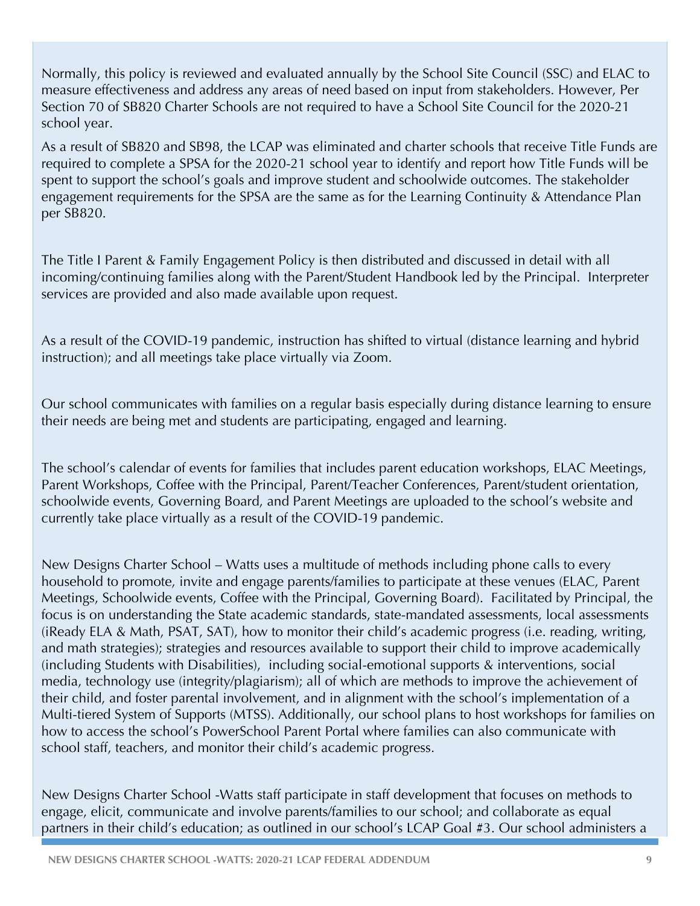Normally, this policy is reviewed and evaluated annually by the School Site Council (SSC) and ELAC to measure effectiveness and address any areas of need based on input from stakeholders. However, Per Section 70 of SB820 Charter Schools are not required to have a School Site Council for the 2020-21 school year.

As a result of SB820 and SB98, the LCAP was eliminated and charter schools that receive Title Funds are required to complete a SPSA for the 2020-21 school year to identify and report how Title Funds will be spent to support the school's goals and improve student and schoolwide outcomes. The stakeholder engagement requirements for the SPSA are the same as for the Learning Continuity & Attendance Plan per SB820.

The Title I Parent & Family Engagement Policy is then distributed and discussed in detail with all incoming/continuing families along with the Parent/Student Handbook led by the Principal. Interpreter services are provided and also made available upon request.

As a result of the COVID-19 pandemic, instruction has shifted to virtual (distance learning and hybrid instruction); and all meetings take place virtually via Zoom.

Our school communicates with families on a regular basis especially during distance learning to ensure their needs are being met and students are participating, engaged and learning.

The school's calendar of events for families that includes parent education workshops, ELAC Meetings, Parent Workshops, Coffee with the Principal, Parent/Teacher Conferences, Parent/student orientation, schoolwide events, Governing Board, and Parent Meetings are uploaded to the school's website and currently take place virtually as a result of the COVID-19 pandemic.

New Designs Charter School – Watts uses a multitude of methods including phone calls to every household to promote, invite and engage parents/families to participate at these venues (ELAC, Parent Meetings, Schoolwide events, Coffee with the Principal, Governing Board). Facilitated by Principal, the focus is on understanding the State academic standards, state-mandated assessments, local assessments (iReady ELA & Math, PSAT, SAT), how to monitor their child's academic progress (i.e. reading, writing, and math strategies); strategies and resources available to support their child to improve academically (including Students with Disabilities), including social-emotional supports & interventions, social media, technology use (integrity/plagiarism); all of which are methods to improve the achievement of their child, and foster parental involvement, and in alignment with the school's implementation of a Multi-tiered System of Supports (MTSS). Additionally, our school plans to host workshops for families on how to access the school's PowerSchool Parent Portal where families can also communicate with school staff, teachers, and monitor their child's academic progress.

New Designs Charter School -Watts staff participate in staff development that focuses on methods to engage, elicit, communicate and involve parents/families to our school; and collaborate as equal partners in their child's education; as outlined in our school's LCAP Goal #3. Our school administers a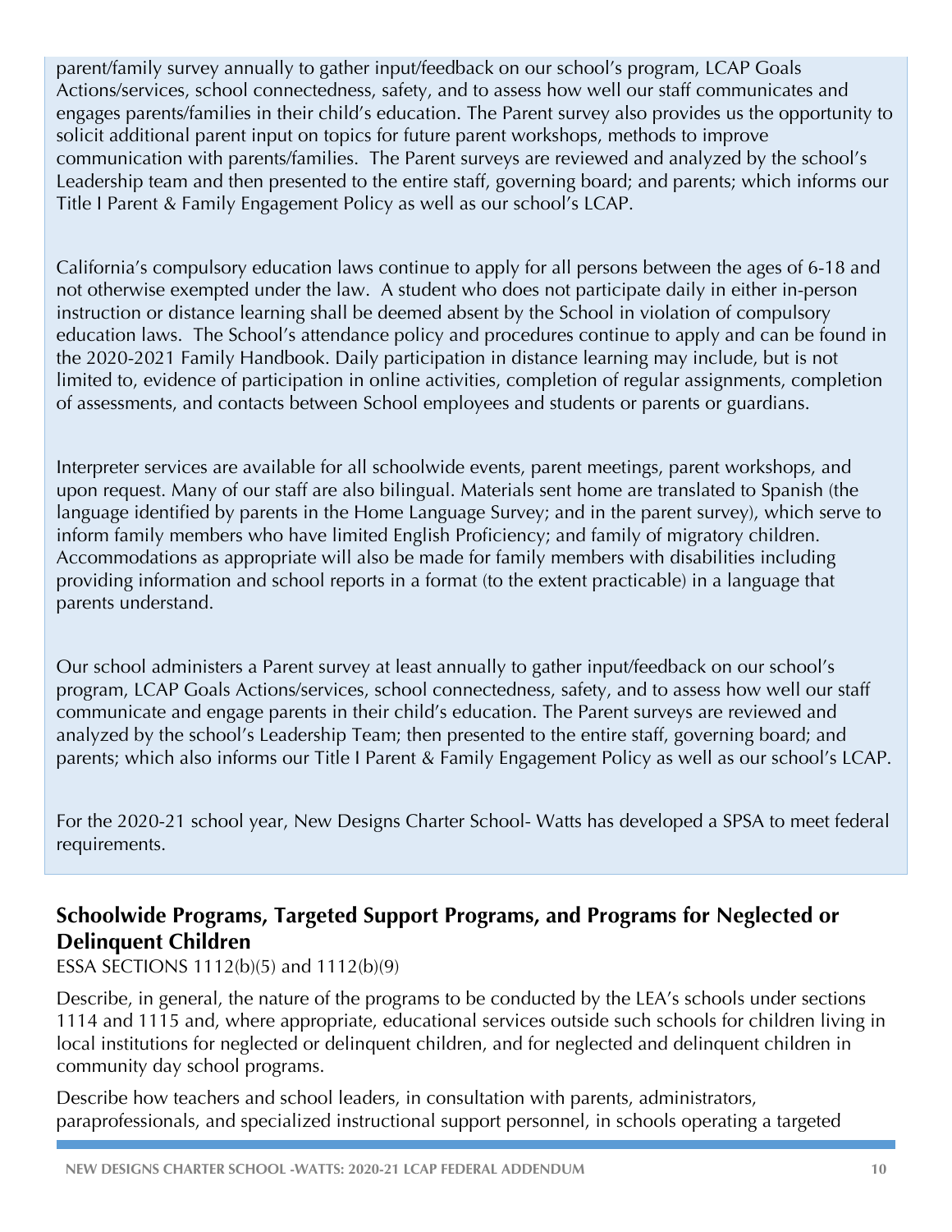parent/family survey annually to gather input/feedback on our school's program, LCAP Goals Actions/services, school connectedness, safety, and to assess how well our staff communicates and engages parents/families in their child's education. The Parent survey also provides us the opportunity to solicit additional parent input on topics for future parent workshops, methods to improve communication with parents/families. The Parent surveys are reviewed and analyzed by the school's Leadership team and then presented to the entire staff, governing board; and parents; which informs our Title I Parent & Family Engagement Policy as well as our school's LCAP.

California's compulsory education laws continue to apply for all persons between the ages of 6-18 and not otherwise exempted under the law. A student who does not participate daily in either in-person instruction or distance learning shall be deemed absent by the School in violation of compulsory education laws. The School's attendance policy and procedures continue to apply and can be found in the 2020-2021 Family Handbook. Daily participation in distance learning may include, but is not limited to, evidence of participation in online activities, completion of regular assignments, completion of assessments, and contacts between School employees and students or parents or guardians.

Interpreter services are available for all schoolwide events, parent meetings, parent workshops, and upon request. Many of our staff are also bilingual. Materials sent home are translated to Spanish (the language identified by parents in the Home Language Survey; and in the parent survey), which serve to inform family members who have limited English Proficiency; and family of migratory children. Accommodations as appropriate will also be made for family members with disabilities including providing information and school reports in a format (to the extent practicable) in a language that parents understand.

Our school administers a Parent survey at least annually to gather input/feedback on our school's program, LCAP Goals Actions/services, school connectedness, safety, and to assess how well our staff communicate and engage parents in their child's education. The Parent surveys are reviewed and analyzed by the school's Leadership Team; then presented to the entire staff, governing board; and parents; which also informs our Title I Parent & Family Engagement Policy as well as our school's LCAP.

For the 2020-21 school year, New Designs Charter School- Watts has developed a SPSA to meet federal requirements.

## Schoolwide Programs, Targeted Support Programs, and Programs for Neglected or Delinquent Children

ESSA SECTIONS 1112(b)(5) and 1112(b)(9)

Describe, in general, the nature of the programs to be conducted by the LEA's schools under sections 1114 and 1115 and, where appropriate, educational services outside such schools for children living in local institutions for neglected or delinquent children, and for neglected and delinquent children in community day school programs.

Describe how teachers and school leaders, in consultation with parents, administrators, paraprofessionals, and specialized instructional support personnel, in schools operating a targeted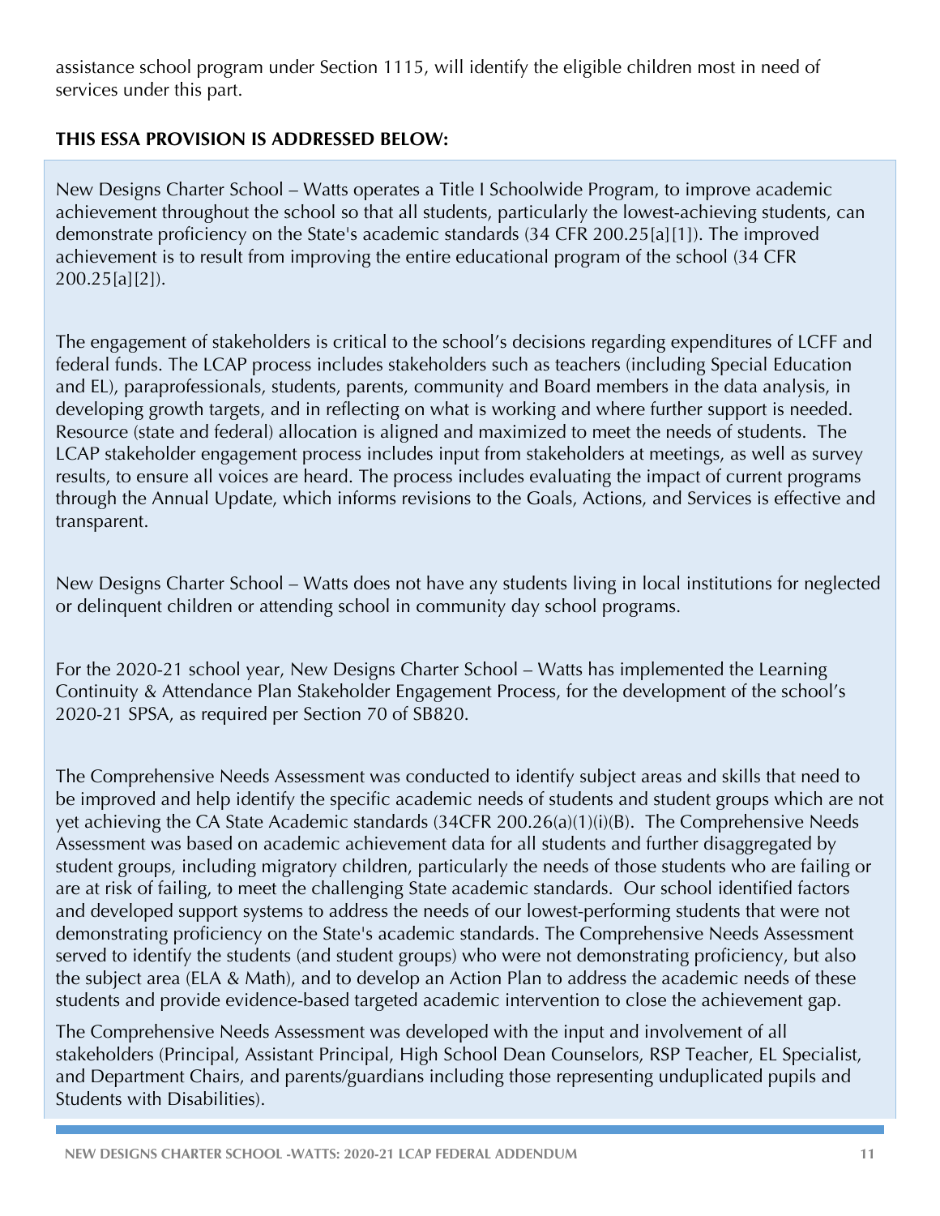assistance school program under Section 1115, will identify the eligible children most in need of services under this part.

**THIS ESSA PROVISION IS ADDRESSED BELOW:**

New Designs Charter School – Watts operates a Title I Schoolwide Program, to improve academic achievement throughout the school so that all students, particularly the lowest-achieving students, can demonstrate proficiency on the State's academic standards (34 CFR 200.25[a][1]). The improved achievement is to result from improving the entire educational program of the school (34 CFR 200.25[a][2]).

The engagement of stakeholders is critical to the school's decisions regarding expenditures of LCFF and federal funds. The LCAP process includes stakeholders such as teachers (including Special Education and EL), paraprofessionals, students, parents, community and Board members in the data analysis, in developing growth targets, and in reflecting on what is working and where further support is needed. Resource (state and federal) allocation is aligned and maximized to meet the needs of students. The LCAP stakeholder engagement process includes input from stakeholders at meetings, as well as survey results, to ensure all voices are heard. The process includes evaluating the impact of current programs through the Annual Update, which informs revisions to the Goals, Actions, and Services is effective and transparent.

New Designs Charter School – Watts does not have any students living in local institutions for neglected or delinquent children or attending school in community day school programs.

For the 2020-21 school year, New Designs Charter School – Watts has implemented the Learning Continuity & Attendance Plan Stakeholder Engagement Process, for the development of the school's 2020-21 SPSA, as required per Section 70 of SB820.

The Comprehensive Needs Assessment was conducted to identify subject areas and skills that need to be improved and help identify the specific academic needs of students and student groups which are not yet achieving the CA State Academic standards (34CFR 200.26(a)(1)(i)(B). The Comprehensive Needs Assessment was based on academic achievement data for all students and further disaggregated by student groups, including migratory children, particularly the needs of those students who are failing or are at risk of failing, to meet the challenging State academic standards. Our school identified factors and developed support systems to address the needs of our lowest-performing students that were not demonstrating proficiency on the State's academic standards. The Comprehensive Needs Assessment served to identify the students (and student groups) who were not demonstrating proficiency, but also the subject area (ELA & Math), and to develop an Action Plan to address the academic needs of these students and provide evidence-based targeted academic intervention to close the achievement gap.

The Comprehensive Needs Assessment was developed with the input and involvement of all stakeholders (Principal, Assistant Principal, High School Dean Counselors, RSP Teacher, EL Specialist, and Department Chairs, and parents/guardians including those representing unduplicated pupils and Students with Disabilities).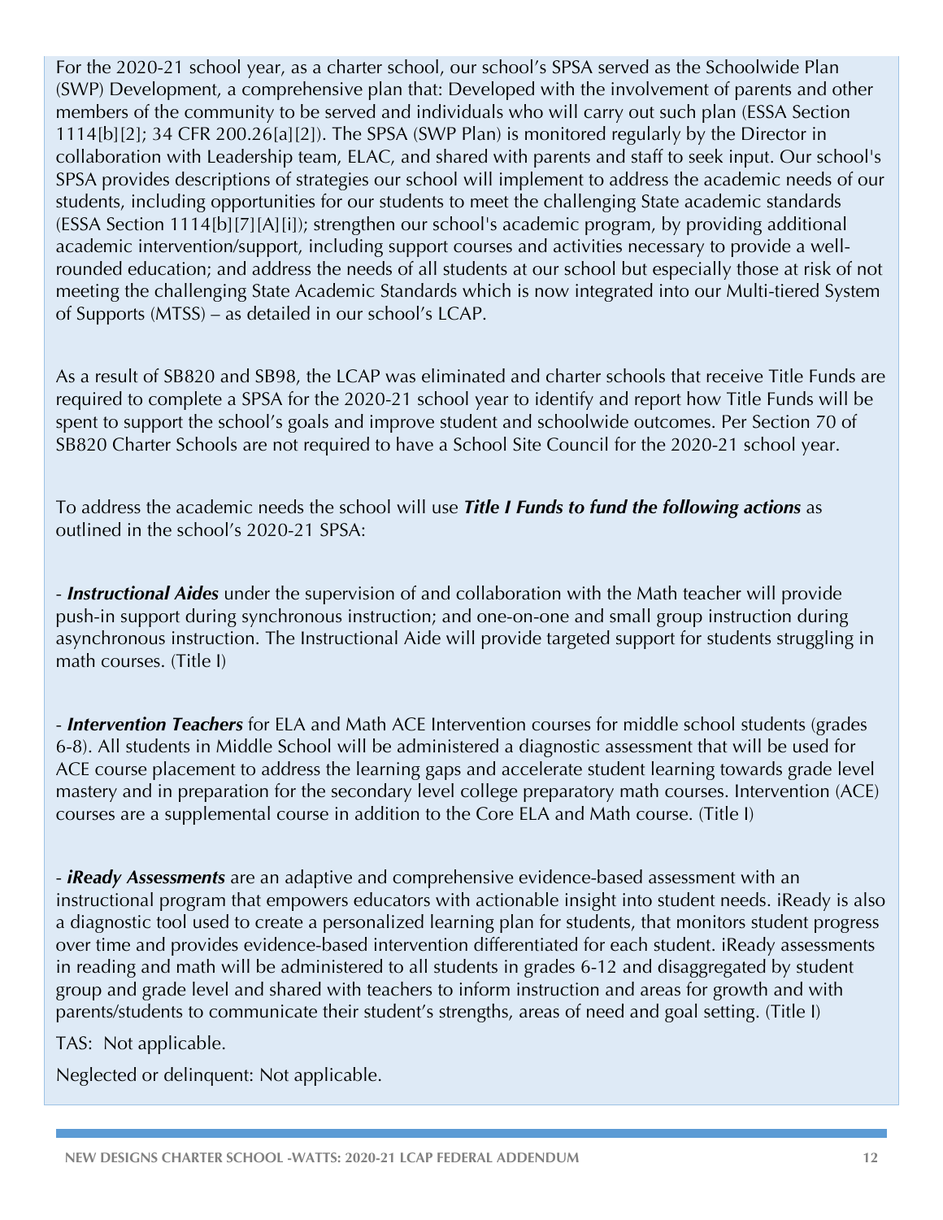For the 2020-21 school year, as a charter school, our school's SPSA served as the Schoolwide Plan (SWP) Development, a comprehensive plan that: Developed with the involvement of parents and other members of the community to be served and individuals who will carry out such plan (ESSA Section 1114[b][2]; 34 CFR 200.26[a][2]). The SPSA (SWP Plan) is monitored regularly by the Director in collaboration with Leadership team, ELAC, and shared with parents and staff to seek input. Our school's SPSA provides descriptions of strategies our school will implement to address the academic needs of our students, including opportunities for our students to meet the challenging State academic standards (ESSA Section 1114[b][7][A][i]); strengthen our school's academic program, by providing additional academic intervention/support, including support courses and activities necessary to provide a well-rounded education; and address the needs of all students at our school but especially those at risk of not meeting the challenging State Academic Standards which is now integrated into our Multi-tiered System of Supports (MTSS) – as detailed in our school's LCAP.

As a result of SB820 and SB98, the LCAP was eliminated and charter schools that receive Title Funds are required to complete a SPSA for the 2020-21 school year to identify and report how Title Funds will be spent to support the school's goals and improve student and schoolwide outcomes. Per Section 70 of SB820 Charter Schools are not required to have a School Site Council for the 2020-21 school year.

To address the academic needs the school will use ***Title I Funds to fund the following actions*** as outlined in the school's 2020-21 SPSA:

- ***Instructional Aides*** under the supervision of and collaboration with the Math teacher will provide push-in support during synchronous instruction; and one-on-one and small group instruction during asynchronous instruction. The Instructional Aide will provide targeted support for students struggling in math courses. (Title I)

- ***Intervention Teachers*** for ELA and Math ACE Intervention courses for middle school students (grades 6-8). All students in Middle School will be administered a diagnostic assessment that will be used for ACE course placement to address the learning gaps and accelerate student learning towards grade level mastery and in preparation for the secondary level college preparatory math courses. Intervention (ACE) courses are a supplemental course in addition to the Core ELA and Math course. (Title I)

- ***iReady Assessments*** are an adaptive and comprehensive evidence-based assessment with an instructional program that empowers educators with actionable insight into student needs. iReady is also a diagnostic tool used to create a personalized learning plan for students, that monitors student progress over time and provides evidence-based intervention differentiated for each student. iReady assessments in reading and math will be administered to all students in grades 6-12 and disaggregated by student group and grade level and shared with teachers to inform instruction and areas for growth and with parents/students to communicate their student's strengths, areas of need and goal setting. (Title I)

TAS: Not applicable.

Neglected or delinquent: Not applicable.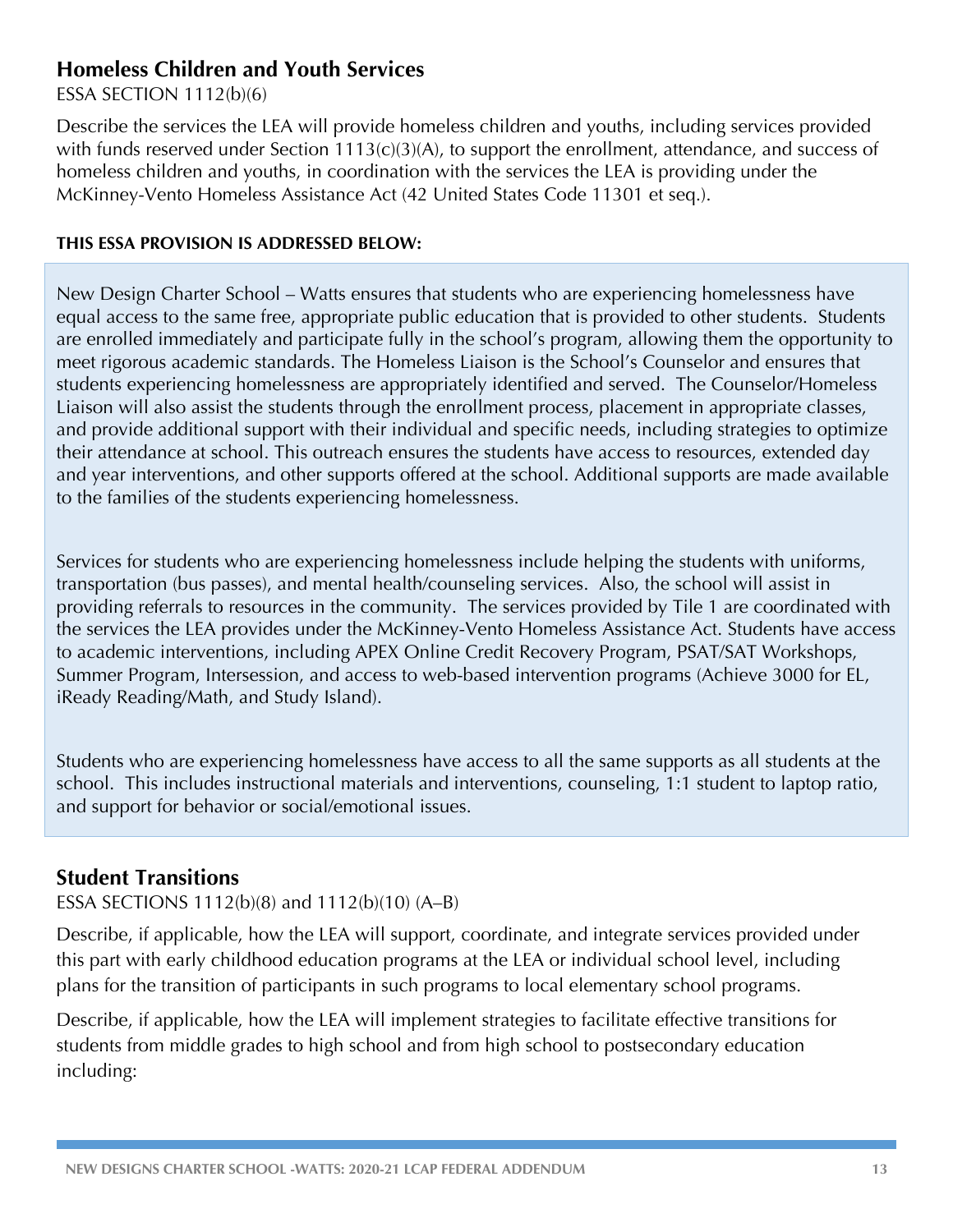## Homeless Children and Youth Services

ESSA SECTION 1112(b)(6)

Describe the services the LEA will provide homeless children and youths, including services provided with funds reserved under Section 1113(c)(3)(A), to support the enrollment, attendance, and success of homeless children and youths, in coordination with the services the LEA is providing under the McKinney-Vento Homeless Assistance Act (42 United States Code 11301 et seq.).

**THIS ESSA PROVISION IS ADDRESSED BELOW:**

New Design Charter School – Watts ensures that students who are experiencing homelessness have equal access to the same free, appropriate public education that is provided to other students. Students are enrolled immediately and participate fully in the school's program, allowing them the opportunity to meet rigorous academic standards. The Homeless Liaison is the School's Counselor and ensures that students experiencing homelessness are appropriately identified and served. The Counselor/Homeless Liaison will also assist the students through the enrollment process, placement in appropriate classes, and provide additional support with their individual and specific needs, including strategies to optimize their attendance at school. This outreach ensures the students have access to resources, extended day and year interventions, and other supports offered at the school. Additional supports are made available to the families of the students experiencing homelessness.

Services for students who are experiencing homelessness include helping the students with uniforms, transportation (bus passes), and mental health/counseling services. Also, the school will assist in providing referrals to resources in the community. The services provided by Tile 1 are coordinated with the services the LEA provides under the McKinney-Vento Homeless Assistance Act. Students have access to academic interventions, including APEX Online Credit Recovery Program, PSAT/SAT Workshops, Summer Program, Intersession, and access to web-based intervention programs (Achieve 3000 for EL, iReady Reading/Math, and Study Island).

Students who are experiencing homelessness have access to all the same supports as all students at the school. This includes instructional materials and interventions, counseling, 1:1 student to laptop ratio, and support for behavior or social/emotional issues.

## Student Transitions

ESSA SECTIONS 1112(b)(8) and 1112(b)(10) (A–B)

Describe, if applicable, how the LEA will support, coordinate, and integrate services provided under this part with early childhood education programs at the LEA or individual school level, including plans for the transition of participants in such programs to local elementary school programs.

Describe, if applicable, how the LEA will implement strategies to facilitate effective transitions for students from middle grades to high school and from high school to postsecondary education including: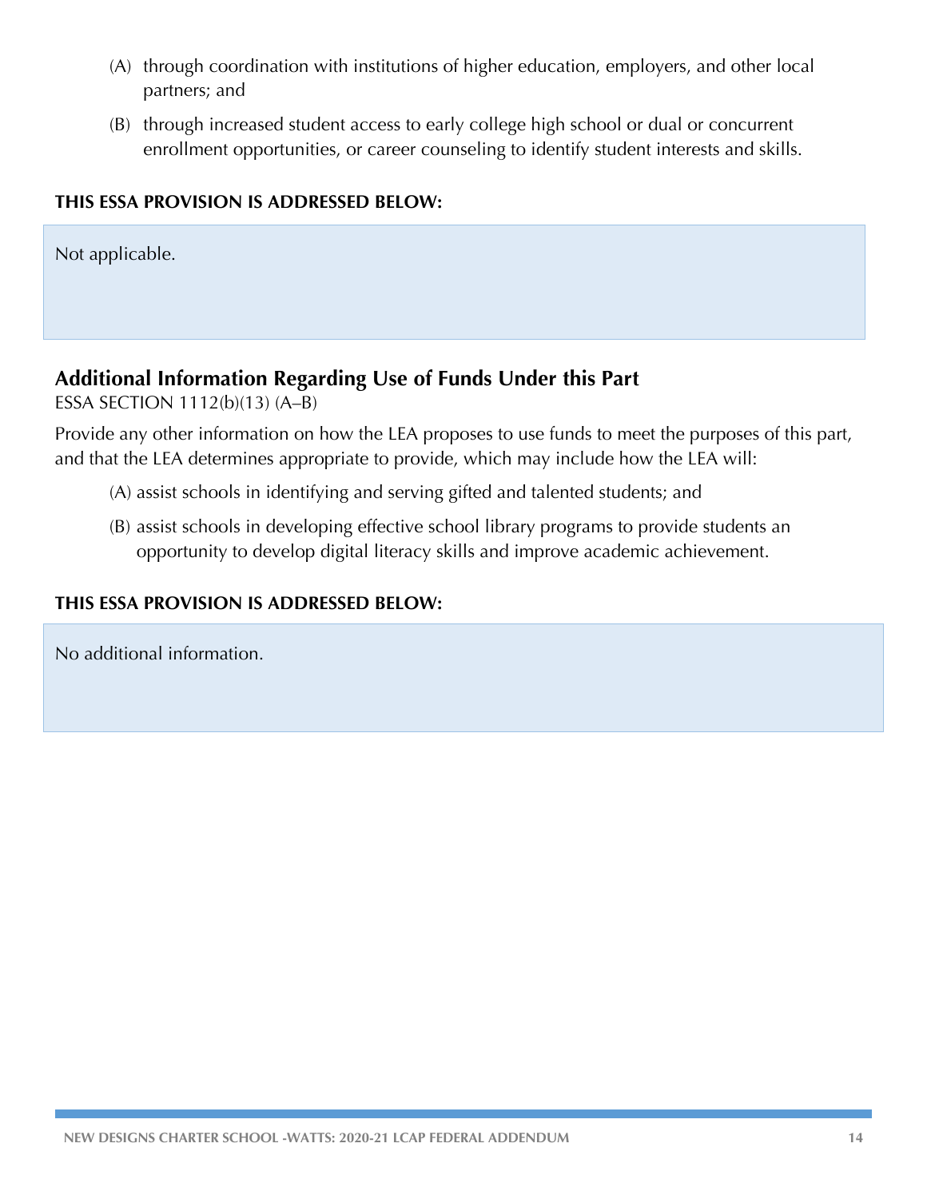(A) through coordination with institutions of higher education, employers, and other local partners; and

(B) through increased student access to early college high school or dual or concurrent enrollment opportunities, or career counseling to identify student interests and skills.

**THIS ESSA PROVISION IS ADDRESSED BELOW:**

Not applicable.

## Additional Information Regarding Use of Funds Under this Part

ESSA SECTION 1112(b)(13) (A–B)

Provide any other information on how the LEA proposes to use funds to meet the purposes of this part, and that the LEA determines appropriate to provide, which may include how the LEA will:

(A) assist schools in identifying and serving gifted and talented students; and

(B) assist schools in developing effective school library programs to provide students an opportunity to develop digital literacy skills and improve academic achievement.

**THIS ESSA PROVISION IS ADDRESSED BELOW:**

No additional information.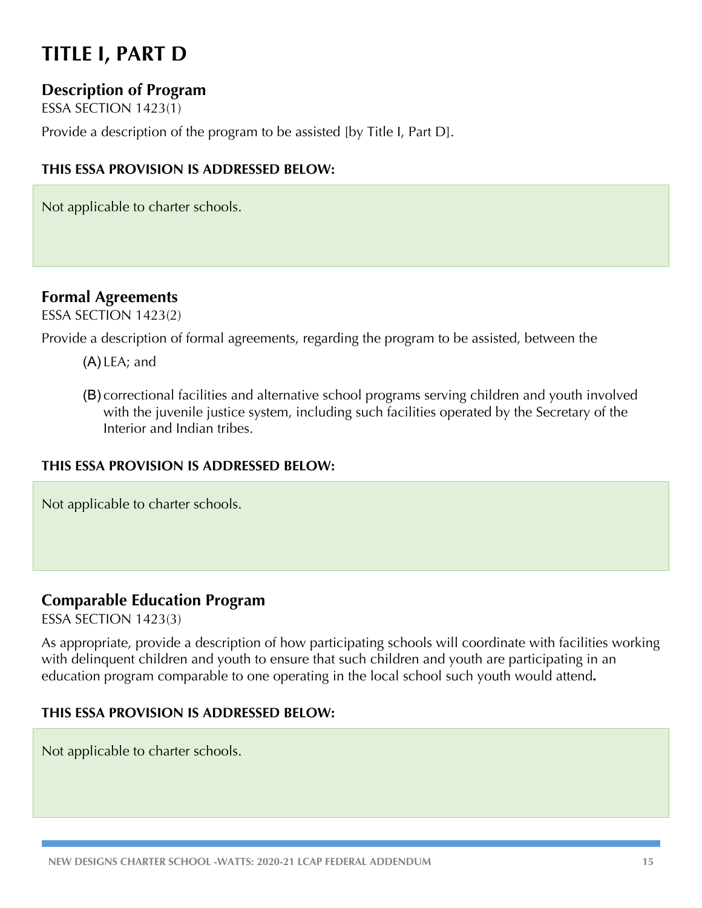# TITLE I, PART D

## Description of Program

ESSA SECTION 1423(1)

Provide a description of the program to be assisted [by Title I, Part D].

**THIS ESSA PROVISION IS ADDRESSED BELOW:**

Not applicable to charter schools.

## Formal Agreements

ESSA SECTION 1423(2)

Provide a description of formal agreements, regarding the program to be assisted, between the

(A) LEA; and

(B) correctional facilities and alternative school programs serving children and youth involved with the juvenile justice system, including such facilities operated by the Secretary of the Interior and Indian tribes.

**THIS ESSA PROVISION IS ADDRESSED BELOW:**

Not applicable to charter schools.

## Comparable Education Program

ESSA SECTION 1423(3)

As appropriate, provide a description of how participating schools will coordinate with facilities working with delinquent children and youth to ensure that such children and youth are participating in an education program comparable to one operating in the local school such youth would attend**.**

**THIS ESSA PROVISION IS ADDRESSED BELOW:**

Not applicable to charter schools.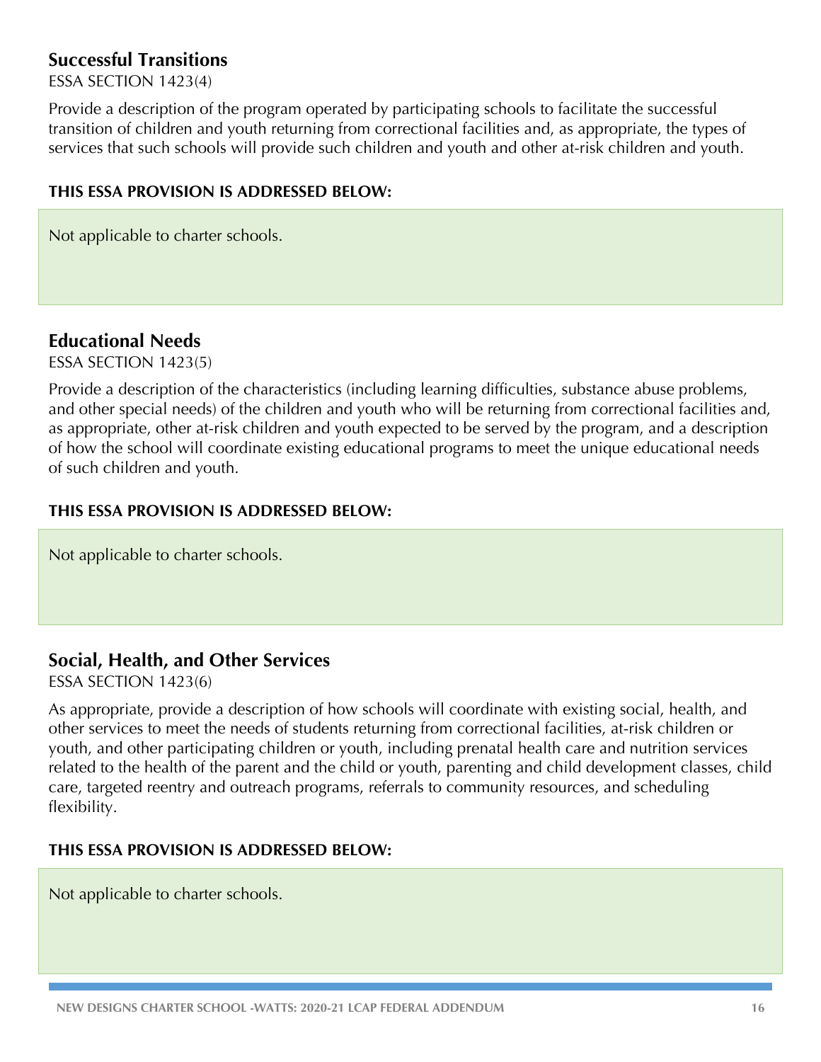### Successful Transitions

ESSA SECTION 1423(4)

Provide a description of the program operated by participating schools to facilitate the successful transition of children and youth returning from correctional facilities and, as appropriate, the types of services that such schools will provide such children and youth and other at-risk children and youth.

**THIS ESSA PROVISION IS ADDRESSED BELOW:**

Not applicable to charter schools.

### Educational Needs

ESSA SECTION 1423(5)

Provide a description of the characteristics (including learning difficulties, substance abuse problems, and other special needs) of the children and youth who will be returning from correctional facilities and, as appropriate, other at-risk children and youth expected to be served by the program, and a description of how the school will coordinate existing educational programs to meet the unique educational needs of such children and youth.

**THIS ESSA PROVISION IS ADDRESSED BELOW:**

Not applicable to charter schools.

### Social, Health, and Other Services

ESSA SECTION 1423(6)

As appropriate, provide a description of how schools will coordinate with existing social, health, and other services to meet the needs of students returning from correctional facilities, at-risk children or youth, and other participating children or youth, including prenatal health care and nutrition services related to the health of the parent and the child or youth, parenting and child development classes, child care, targeted reentry and outreach programs, referrals to community resources, and scheduling flexibility.

**THIS ESSA PROVISION IS ADDRESSED BELOW:**

Not applicable to charter schools.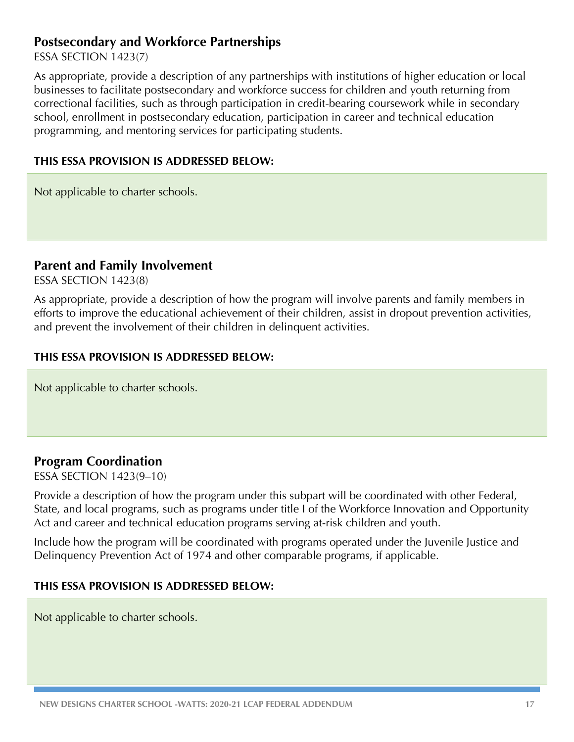## Postsecondary and Workforce Partnerships

ESSA SECTION 1423(7)

As appropriate, provide a description of any partnerships with institutions of higher education or local businesses to facilitate postsecondary and workforce success for children and youth returning from correctional facilities, such as through participation in credit-bearing coursework while in secondary school, enrollment in postsecondary education, participation in career and technical education programming, and mentoring services for participating students.

**THIS ESSA PROVISION IS ADDRESSED BELOW:**

Not applicable to charter schools.

## Parent and Family Involvement

ESSA SECTION 1423(8)

As appropriate, provide a description of how the program will involve parents and family members in efforts to improve the educational achievement of their children, assist in dropout prevention activities, and prevent the involvement of their children in delinquent activities.

**THIS ESSA PROVISION IS ADDRESSED BELOW:**

Not applicable to charter schools.

## Program Coordination

ESSA SECTION 1423(9–10)

Provide a description of how the program under this subpart will be coordinated with other Federal, State, and local programs, such as programs under title I of the Workforce Innovation and Opportunity Act and career and technical education programs serving at-risk children and youth.

Include how the program will be coordinated with programs operated under the Juvenile Justice and Delinquency Prevention Act of 1974 and other comparable programs, if applicable.

**THIS ESSA PROVISION IS ADDRESSED BELOW:**

Not applicable to charter schools.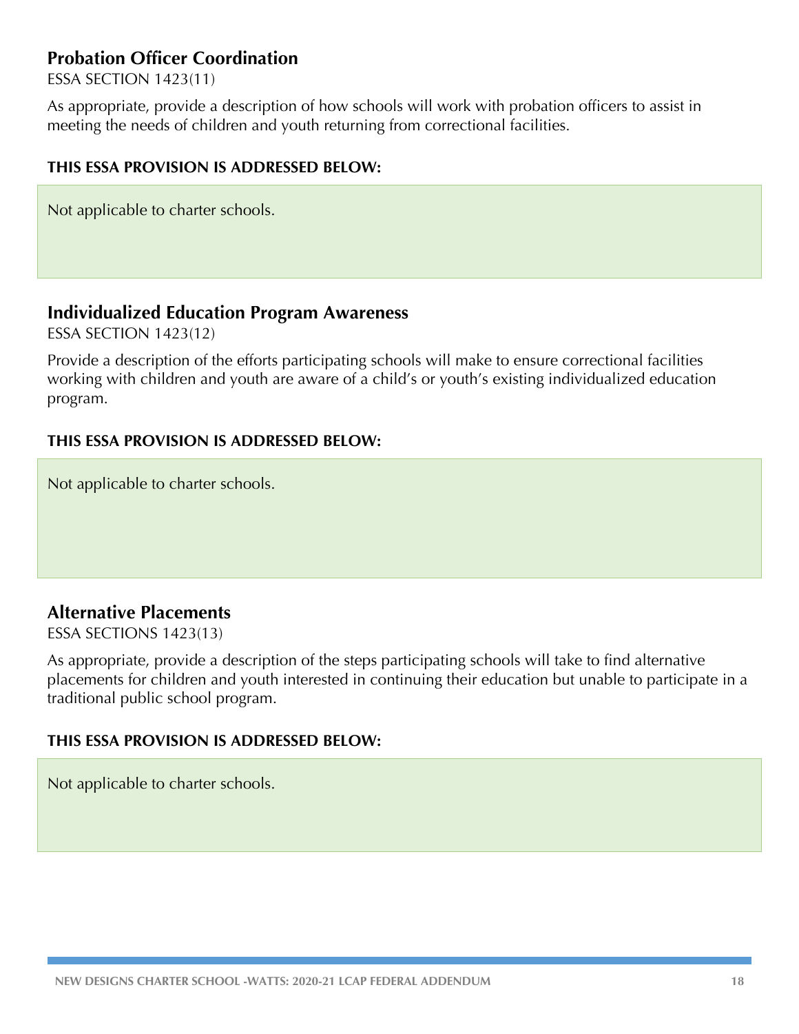## Probation Officer Coordination

ESSA SECTION 1423(11)

As appropriate, provide a description of how schools will work with probation officers to assist in meeting the needs of children and youth returning from correctional facilities.

**THIS ESSA PROVISION IS ADDRESSED BELOW:**

Not applicable to charter schools.

## Individualized Education Program Awareness

ESSA SECTION 1423(12)

Provide a description of the efforts participating schools will make to ensure correctional facilities working with children and youth are aware of a child's or youth's existing individualized education program.

**THIS ESSA PROVISION IS ADDRESSED BELOW:**

Not applicable to charter schools.

## Alternative Placements

ESSA SECTIONS 1423(13)

As appropriate, provide a description of the steps participating schools will take to find alternative placements for children and youth interested in continuing their education but unable to participate in a traditional public school program.

**THIS ESSA PROVISION IS ADDRESSED BELOW:**

Not applicable to charter schools.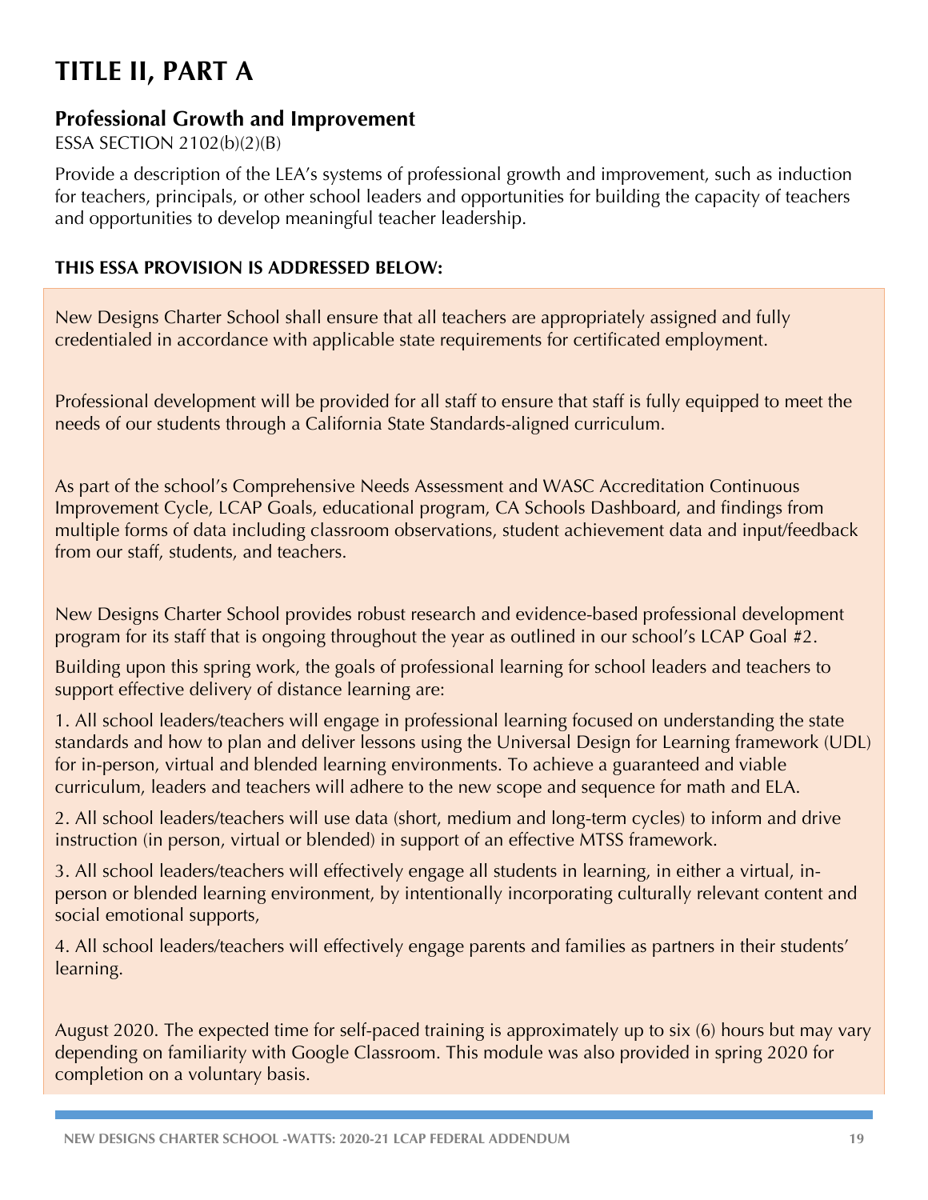# TITLE II, PART A

## Professional Growth and Improvement

ESSA SECTION 2102(b)(2)(B)

Provide a description of the LEA's systems of professional growth and improvement, such as induction for teachers, principals, or other school leaders and opportunities for building the capacity of teachers and opportunities to develop meaningful teacher leadership.

**THIS ESSA PROVISION IS ADDRESSED BELOW:**

New Designs Charter School shall ensure that all teachers are appropriately assigned and fully credentialed in accordance with applicable state requirements for certificated employment.

Professional development will be provided for all staff to ensure that staff is fully equipped to meet the needs of our students through a California State Standards-aligned curriculum.

As part of the school's Comprehensive Needs Assessment and WASC Accreditation Continuous Improvement Cycle, LCAP Goals, educational program, CA Schools Dashboard, and findings from multiple forms of data including classroom observations, student achievement data and input/feedback from our staff, students, and teachers.

New Designs Charter School provides robust research and evidence-based professional development program for its staff that is ongoing throughout the year as outlined in our school's LCAP Goal #2.

Building upon this spring work, the goals of professional learning for school leaders and teachers to support effective delivery of distance learning are:

1. All school leaders/teachers will engage in professional learning focused on understanding the state standards and how to plan and deliver lessons using the Universal Design for Learning framework (UDL) for in-person, virtual and blended learning environments. To achieve a guaranteed and viable curriculum, leaders and teachers will adhere to the new scope and sequence for math and ELA.
2. All school leaders/teachers will use data (short, medium and long-term cycles) to inform and drive instruction (in person, virtual or blended) in support of an effective MTSS framework.
3. All school leaders/teachers will effectively engage all students in learning, in either a virtual, in-person or blended learning environment, by intentionally incorporating culturally relevant content and social emotional supports,
4. All school leaders/teachers will effectively engage parents and families as partners in their students' learning.

August 2020. The expected time for self-paced training is approximately up to six (6) hours but may vary depending on familiarity with Google Classroom. This module was also provided in spring 2020 for completion on a voluntary basis.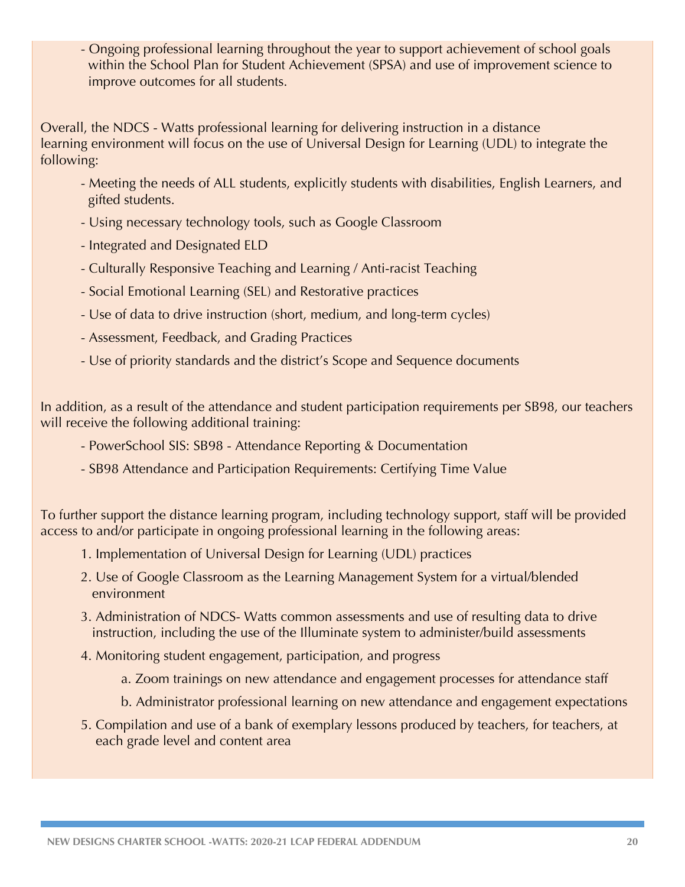- Ongoing professional learning throughout the year to support achievement of school goals within the School Plan for Student Achievement (SPSA) and use of improvement science to improve outcomes for all students.

Overall, the NDCS - Watts professional learning for delivering instruction in a distance learning environment will focus on the use of Universal Design for Learning (UDL) to integrate the following:

- Meeting the needs of ALL students, explicitly students with disabilities, English Learners, and gifted students.
- Using necessary technology tools, such as Google Classroom
- Integrated and Designated ELD
- Culturally Responsive Teaching and Learning / Anti-racist Teaching
- Social Emotional Learning (SEL) and Restorative practices
- Use of data to drive instruction (short, medium, and long-term cycles)
- Assessment, Feedback, and Grading Practices
- Use of priority standards and the district's Scope and Sequence documents

In addition, as a result of the attendance and student participation requirements per SB98, our teachers will receive the following additional training:

- PowerSchool SIS: SB98 - Attendance Reporting & Documentation
- SB98 Attendance and Participation Requirements: Certifying Time Value

To further support the distance learning program, including technology support, staff will be provided access to and/or participate in ongoing professional learning in the following areas:

1. Implementation of Universal Design for Learning (UDL) practices
2. Use of Google Classroom as the Learning Management System for a virtual/blended environment
3. Administration of NDCS- Watts common assessments and use of resulting data to drive instruction, including the use of the Illuminate system to administer/build assessments
4. Monitoring student engagement, participation, and progress
    a. Zoom trainings on new attendance and engagement processes for attendance staff
    b. Administrator professional learning on new attendance and engagement expectations
5. Compilation and use of a bank of exemplary lessons produced by teachers, for teachers, at each grade level and content area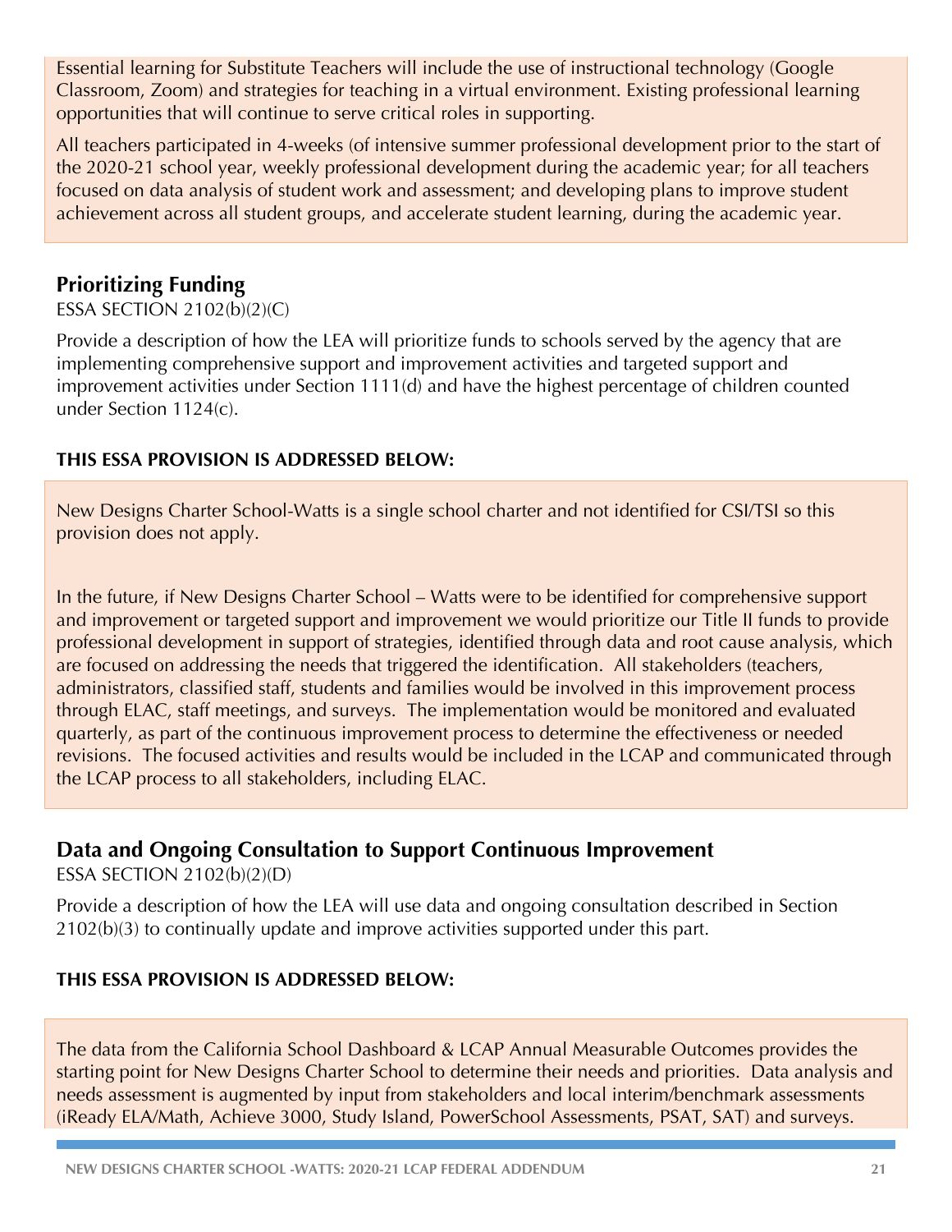Essential learning for Substitute Teachers will include the use of instructional technology (Google Classroom, Zoom) and strategies for teaching in a virtual environment. Existing professional learning opportunities that will continue to serve critical roles in supporting.

All teachers participated in 4-weeks (of intensive summer professional development prior to the start of the 2020-21 school year, weekly professional development during the academic year; for all teachers focused on data analysis of student work and assessment; and developing plans to improve student achievement across all student groups, and accelerate student learning, during the academic year.

## Prioritizing Funding

ESSA SECTION 2102(b)(2)(C)

Provide a description of how the LEA will prioritize funds to schools served by the agency that are implementing comprehensive support and improvement activities and targeted support and improvement activities under Section 1111(d) and have the highest percentage of children counted under Section 1124(c).

**THIS ESSA PROVISION IS ADDRESSED BELOW:**

New Designs Charter School-Watts is a single school charter and not identified for CSI/TSI so this provision does not apply.

In the future, if New Designs Charter School – Watts were to be identified for comprehensive support and improvement or targeted support and improvement we would prioritize our Title II funds to provide professional development in support of strategies, identified through data and root cause analysis, which are focused on addressing the needs that triggered the identification. All stakeholders (teachers, administrators, classified staff, students and families would be involved in this improvement process through ELAC, staff meetings, and surveys. The implementation would be monitored and evaluated quarterly, as part of the continuous improvement process to determine the effectiveness or needed revisions. The focused activities and results would be included in the LCAP and communicated through the LCAP process to all stakeholders, including ELAC.

## Data and Ongoing Consultation to Support Continuous Improvement

ESSA SECTION 2102(b)(2)(D)

Provide a description of how the LEA will use data and ongoing consultation described in Section 2102(b)(3) to continually update and improve activities supported under this part.

**THIS ESSA PROVISION IS ADDRESSED BELOW:**

The data from the California School Dashboard & LCAP Annual Measurable Outcomes provides the starting point for New Designs Charter School to determine their needs and priorities. Data analysis and needs assessment is augmented by input from stakeholders and local interim/benchmark assessments (iReady ELA/Math, Achieve 3000, Study Island, PowerSchool Assessments, PSAT, SAT) and surveys.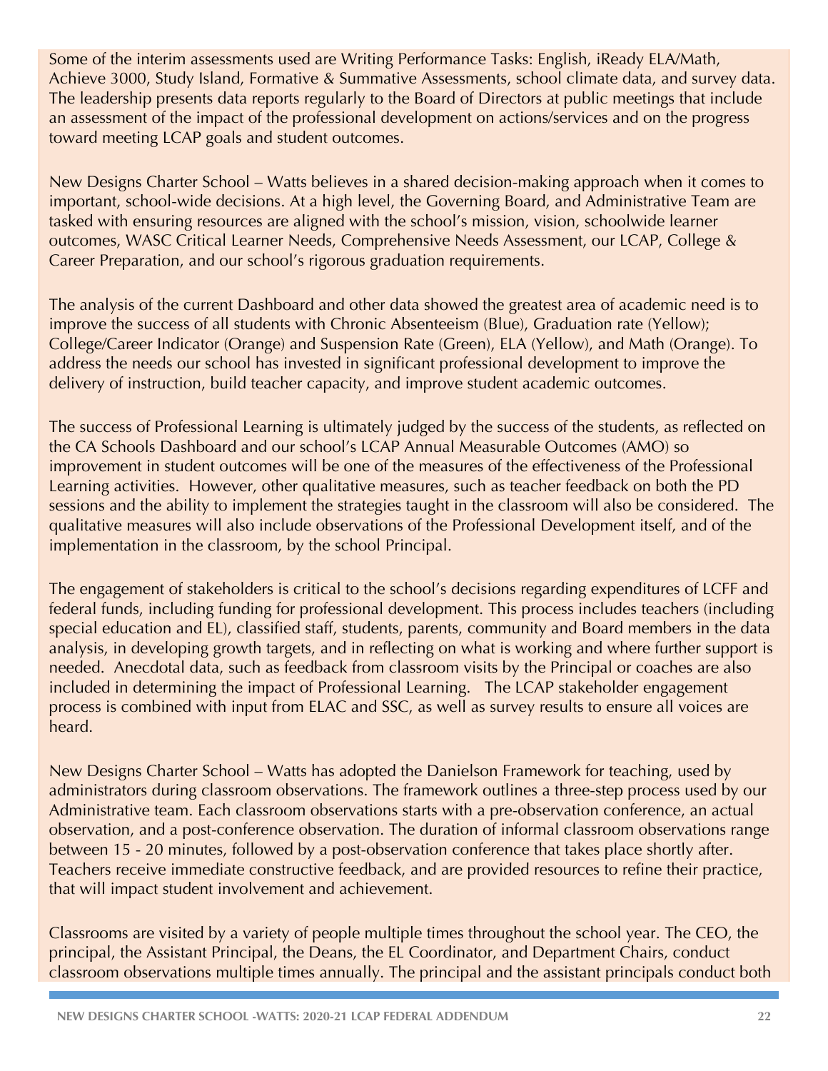Some of the interim assessments used are Writing Performance Tasks: English, iReady ELA/Math, Achieve 3000, Study Island, Formative & Summative Assessments, school climate data, and survey data. The leadership presents data reports regularly to the Board of Directors at public meetings that include an assessment of the impact of the professional development on actions/services and on the progress toward meeting LCAP goals and student outcomes.

New Designs Charter School – Watts believes in a shared decision-making approach when it comes to important, school-wide decisions. At a high level, the Governing Board, and Administrative Team are tasked with ensuring resources are aligned with the school's mission, vision, schoolwide learner outcomes, WASC Critical Learner Needs, Comprehensive Needs Assessment, our LCAP, College & Career Preparation, and our school's rigorous graduation requirements.

The analysis of the current Dashboard and other data showed the greatest area of academic need is to improve the success of all students with Chronic Absenteeism (Blue), Graduation rate (Yellow); College/Career Indicator (Orange) and Suspension Rate (Green), ELA (Yellow), and Math (Orange). To address the needs our school has invested in significant professional development to improve the delivery of instruction, build teacher capacity, and improve student academic outcomes.

The success of Professional Learning is ultimately judged by the success of the students, as reflected on the CA Schools Dashboard and our school's LCAP Annual Measurable Outcomes (AMO) so improvement in student outcomes will be one of the measures of the effectiveness of the Professional Learning activities. However, other qualitative measures, such as teacher feedback on both the PD sessions and the ability to implement the strategies taught in the classroom will also be considered. The qualitative measures will also include observations of the Professional Development itself, and of the implementation in the classroom, by the school Principal.

The engagement of stakeholders is critical to the school's decisions regarding expenditures of LCFF and federal funds, including funding for professional development. This process includes teachers (including special education and EL), classified staff, students, parents, community and Board members in the data analysis, in developing growth targets, and in reflecting on what is working and where further support is needed. Anecdotal data, such as feedback from classroom visits by the Principal or coaches are also included in determining the impact of Professional Learning. The LCAP stakeholder engagement process is combined with input from ELAC and SSC, as well as survey results to ensure all voices are heard.

New Designs Charter School – Watts has adopted the Danielson Framework for teaching, used by administrators during classroom observations. The framework outlines a three-step process used by our Administrative team. Each classroom observations starts with a pre-observation conference, an actual observation, and a post-conference observation. The duration of informal classroom observations range between 15 - 20 minutes, followed by a post-observation conference that takes place shortly after. Teachers receive immediate constructive feedback, and are provided resources to refine their practice, that will impact student involvement and achievement.

Classrooms are visited by a variety of people multiple times throughout the school year. The CEO, the principal, the Assistant Principal, the Deans, the EL Coordinator, and Department Chairs, conduct classroom observations multiple times annually. The principal and the assistant principals conduct both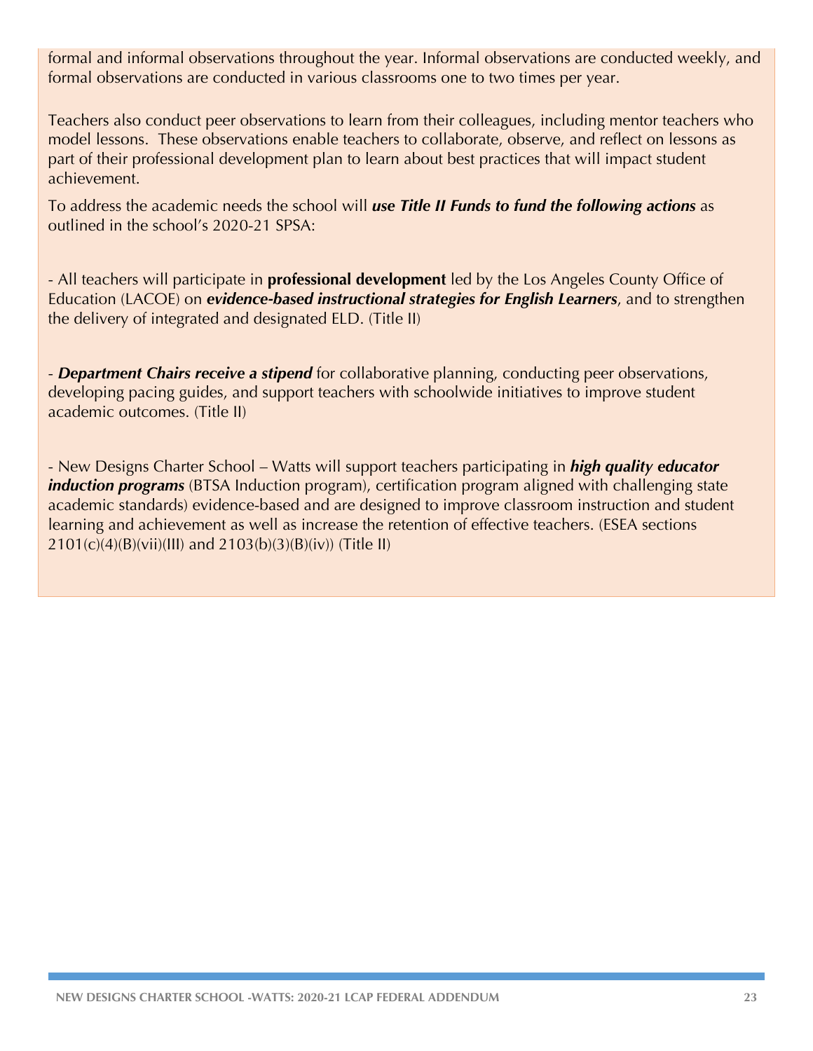formal and informal observations throughout the year. Informal observations are conducted weekly, and formal observations are conducted in various classrooms one to two times per year.

Teachers also conduct peer observations to learn from their colleagues, including mentor teachers who model lessons. These observations enable teachers to collaborate, observe, and reflect on lessons as part of their professional development plan to learn about best practices that will impact student achievement.

To address the academic needs the school will ***use Title II Funds to fund the following actions*** as outlined in the school's 2020-21 SPSA:

- All teachers will participate in **professional development** led by the Los Angeles County Office of Education (LACOE) on ***evidence-based instructional strategies for English Learners***, and to strengthen the delivery of integrated and designated ELD. (Title II)

- ***Department Chairs receive a stipend*** for collaborative planning, conducting peer observations, developing pacing guides, and support teachers with schoolwide initiatives to improve student academic outcomes. (Title II)

- New Designs Charter School – Watts will support teachers participating in ***high quality educator induction programs*** (BTSA Induction program), certification program aligned with challenging state academic standards) evidence-based and are designed to improve classroom instruction and student learning and achievement as well as increase the retention of effective teachers. (ESEA sections 2101(c)(4)(B)(vii)(III) and 2103(b)(3)(B)(iv)) (Title II)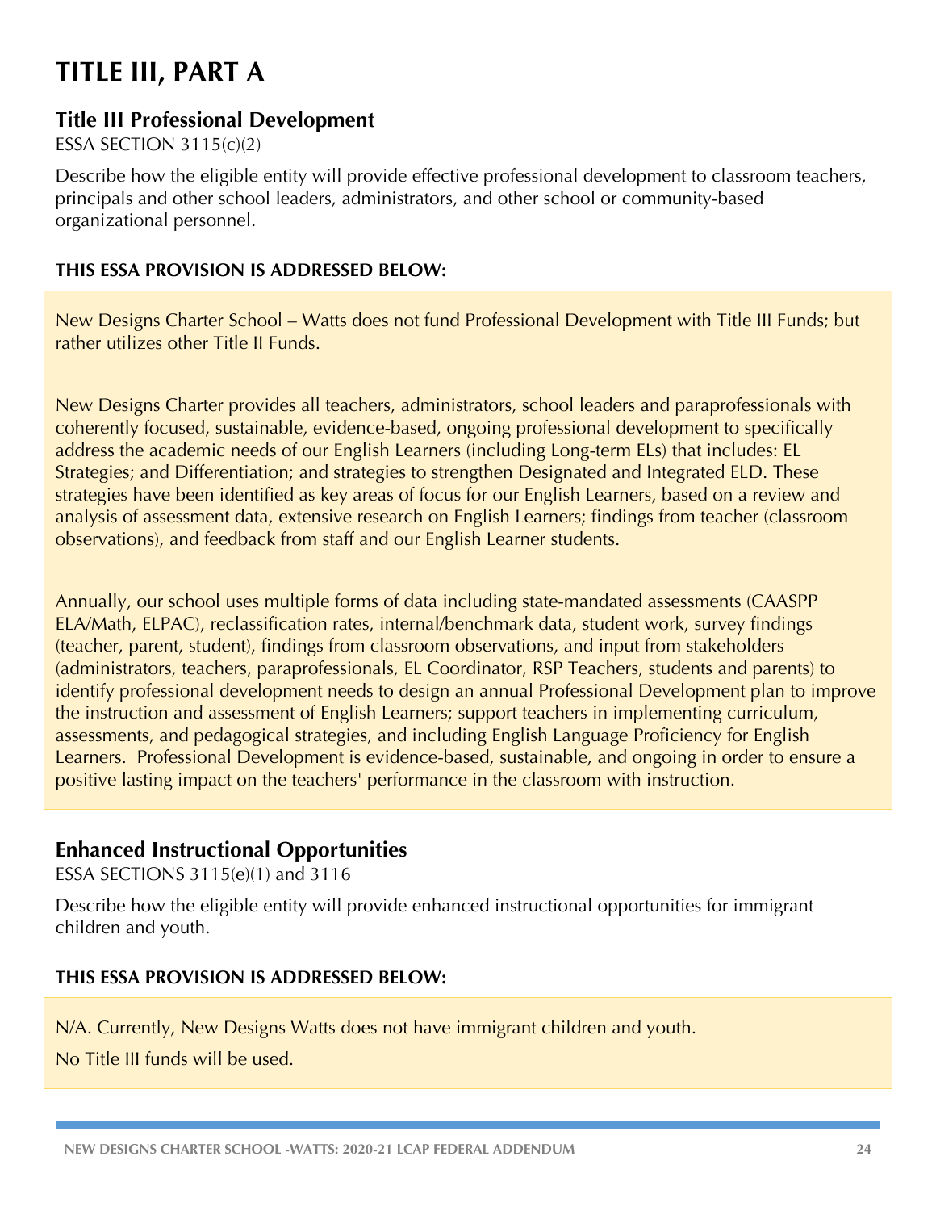# TITLE III, PART A

## Title III Professional Development

ESSA SECTION 3115(c)(2)

Describe how the eligible entity will provide effective professional development to classroom teachers, principals and other school leaders, administrators, and other school or community-based organizational personnel.

**THIS ESSA PROVISION IS ADDRESSED BELOW:**

New Designs Charter School – Watts does not fund Professional Development with Title III Funds; but rather utilizes other Title II Funds.

New Designs Charter provides all teachers, administrators, school leaders and paraprofessionals with coherently focused, sustainable, evidence-based, ongoing professional development to specifically address the academic needs of our English Learners (including Long-term ELs) that includes: EL Strategies; and Differentiation; and strategies to strengthen Designated and Integrated ELD. These strategies have been identified as key areas of focus for our English Learners, based on a review and analysis of assessment data, extensive research on English Learners; findings from teacher (classroom observations), and feedback from staff and our English Learner students.

Annually, our school uses multiple forms of data including state-mandated assessments (CAASPP ELA/Math, ELPAC), reclassification rates, internal/benchmark data, student work, survey findings (teacher, parent, student), findings from classroom observations, and input from stakeholders (administrators, teachers, paraprofessionals, EL Coordinator, RSP Teachers, students and parents) to identify professional development needs to design an annual Professional Development plan to improve the instruction and assessment of English Learners; support teachers in implementing curriculum, assessments, and pedagogical strategies, and including English Language Proficiency for English Learners. Professional Development is evidence-based, sustainable, and ongoing in order to ensure a positive lasting impact on the teachers' performance in the classroom with instruction.

## Enhanced Instructional Opportunities

ESSA SECTIONS 3115(e)(1) and 3116

Describe how the eligible entity will provide enhanced instructional opportunities for immigrant children and youth.

**THIS ESSA PROVISION IS ADDRESSED BELOW:**

N/A. Currently, New Designs Watts does not have immigrant children and youth.

No Title III funds will be used.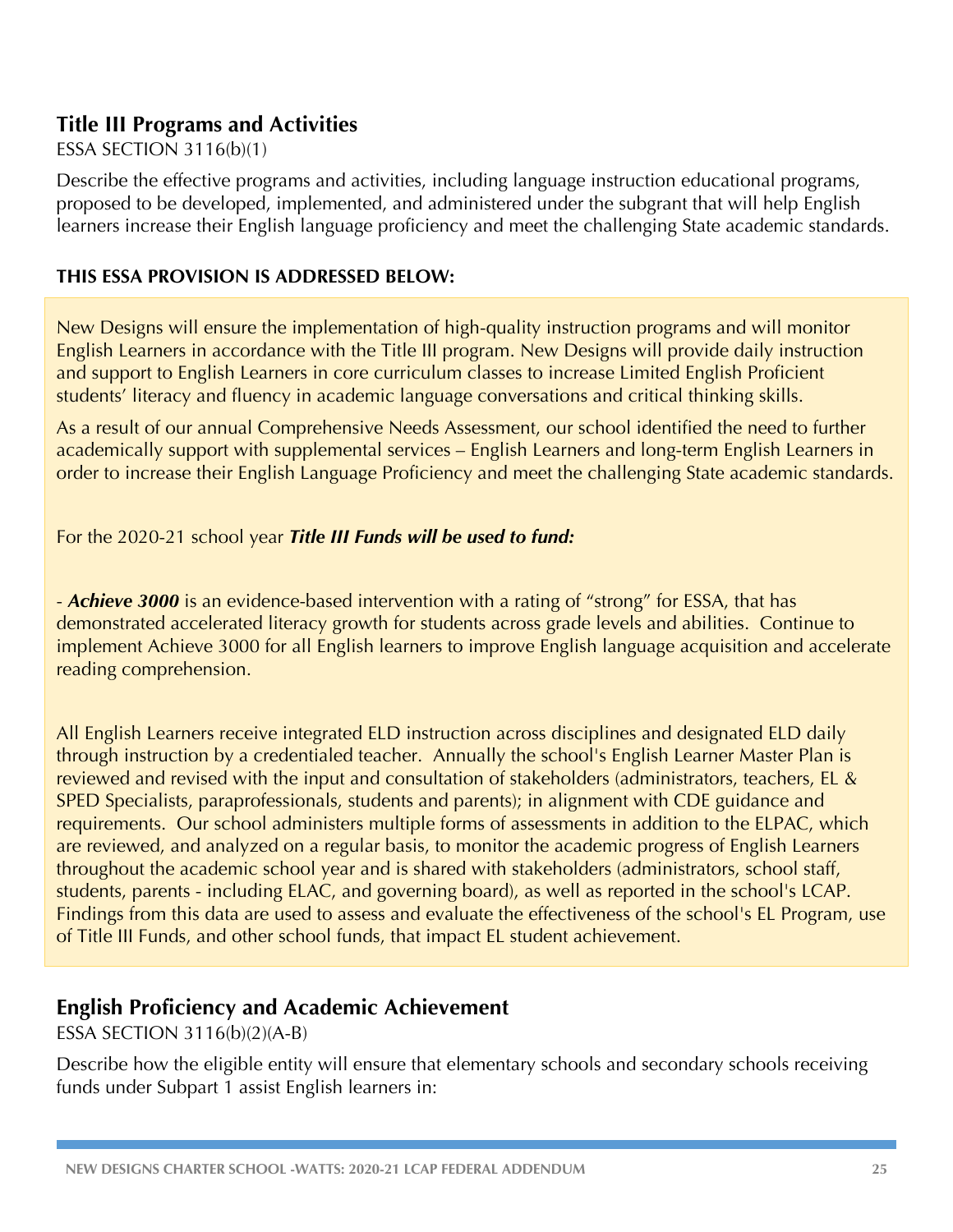## Title III Programs and Activities

ESSA SECTION 3116(b)(1)

Describe the effective programs and activities, including language instruction educational programs, proposed to be developed, implemented, and administered under the subgrant that will help English learners increase their English language proficiency and meet the challenging State academic standards.

**THIS ESSA PROVISION IS ADDRESSED BELOW:**

New Designs will ensure the implementation of high-quality instruction programs and will monitor English Learners in accordance with the Title III program. New Designs will provide daily instruction and support to English Learners in core curriculum classes to increase Limited English Proficient students' literacy and fluency in academic language conversations and critical thinking skills.

As a result of our annual Comprehensive Needs Assessment, our school identified the need to further academically support with supplemental services – English Learners and long-term English Learners in order to increase their English Language Proficiency and meet the challenging State academic standards.

For the 2020-21 school year ***Title III Funds will be used to fund:***

- ***Achieve 3000*** is an evidence-based intervention with a rating of "strong" for ESSA, that has demonstrated accelerated literacy growth for students across grade levels and abilities. Continue to implement Achieve 3000 for all English learners to improve English language acquisition and accelerate reading comprehension.

All English Learners receive integrated ELD instruction across disciplines and designated ELD daily through instruction by a credentialed teacher. Annually the school's English Learner Master Plan is reviewed and revised with the input and consultation of stakeholders (administrators, teachers, EL & SPED Specialists, paraprofessionals, students and parents); in alignment with CDE guidance and requirements. Our school administers multiple forms of assessments in addition to the ELPAC, which are reviewed, and analyzed on a regular basis, to monitor the academic progress of English Learners throughout the academic school year and is shared with stakeholders (administrators, school staff, students, parents - including ELAC, and governing board), as well as reported in the school's LCAP. Findings from this data are used to assess and evaluate the effectiveness of the school's EL Program, use of Title III Funds, and other school funds, that impact EL student achievement.

## English Proficiency and Academic Achievement

ESSA SECTION 3116(b)(2)(A-B)

Describe how the eligible entity will ensure that elementary schools and secondary schools receiving funds under Subpart 1 assist English learners in: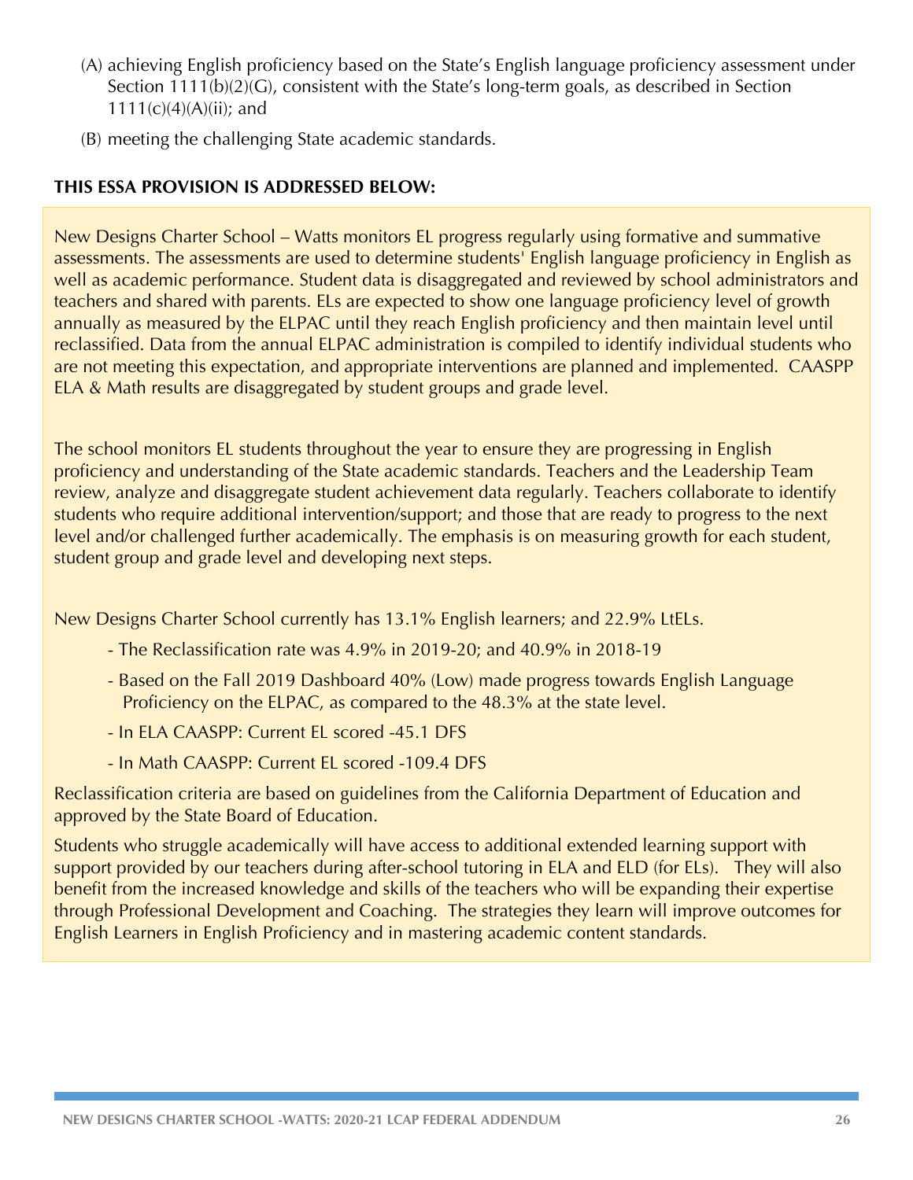(A) achieving English proficiency based on the State's English language proficiency assessment under Section 1111(b)(2)(G), consistent with the State's long-term goals, as described in Section 1111(c)(4)(A)(ii); and

(B) meeting the challenging State academic standards.

**THIS ESSA PROVISION IS ADDRESSED BELOW:**

New Designs Charter School – Watts monitors EL progress regularly using formative and summative assessments. The assessments are used to determine students' English language proficiency in English as well as academic performance. Student data is disaggregated and reviewed by school administrators and teachers and shared with parents. ELs are expected to show one language proficiency level of growth annually as measured by the ELPAC until they reach English proficiency and then maintain level until reclassified. Data from the annual ELPAC administration is compiled to identify individual students who are not meeting this expectation, and appropriate interventions are planned and implemented. CAASPP ELA & Math results are disaggregated by student groups and grade level.

The school monitors EL students throughout the year to ensure they are progressing in English proficiency and understanding of the State academic standards. Teachers and the Leadership Team review, analyze and disaggregate student achievement data regularly. Teachers collaborate to identify students who require additional intervention/support; and those that are ready to progress to the next level and/or challenged further academically. The emphasis is on measuring growth for each student, student group and grade level and developing next steps.

New Designs Charter School currently has 13.1% English learners; and 22.9% LtELs.

- The Reclassification rate was 4.9% in 2019-20; and 40.9% in 2018-19
- Based on the Fall 2019 Dashboard 40% (Low) made progress towards English Language Proficiency on the ELPAC, as compared to the 48.3% at the state level.
- In ELA CAASPP: Current EL scored -45.1 DFS
- In Math CAASPP: Current EL scored -109.4 DFS

Reclassification criteria are based on guidelines from the California Department of Education and approved by the State Board of Education.

Students who struggle academically will have access to additional extended learning support with support provided by our teachers during after-school tutoring in ELA and ELD (for ELs). They will also benefit from the increased knowledge and skills of the teachers who will be expanding their expertise through Professional Development and Coaching. The strategies they learn will improve outcomes for English Learners in English Proficiency and in mastering academic content standards.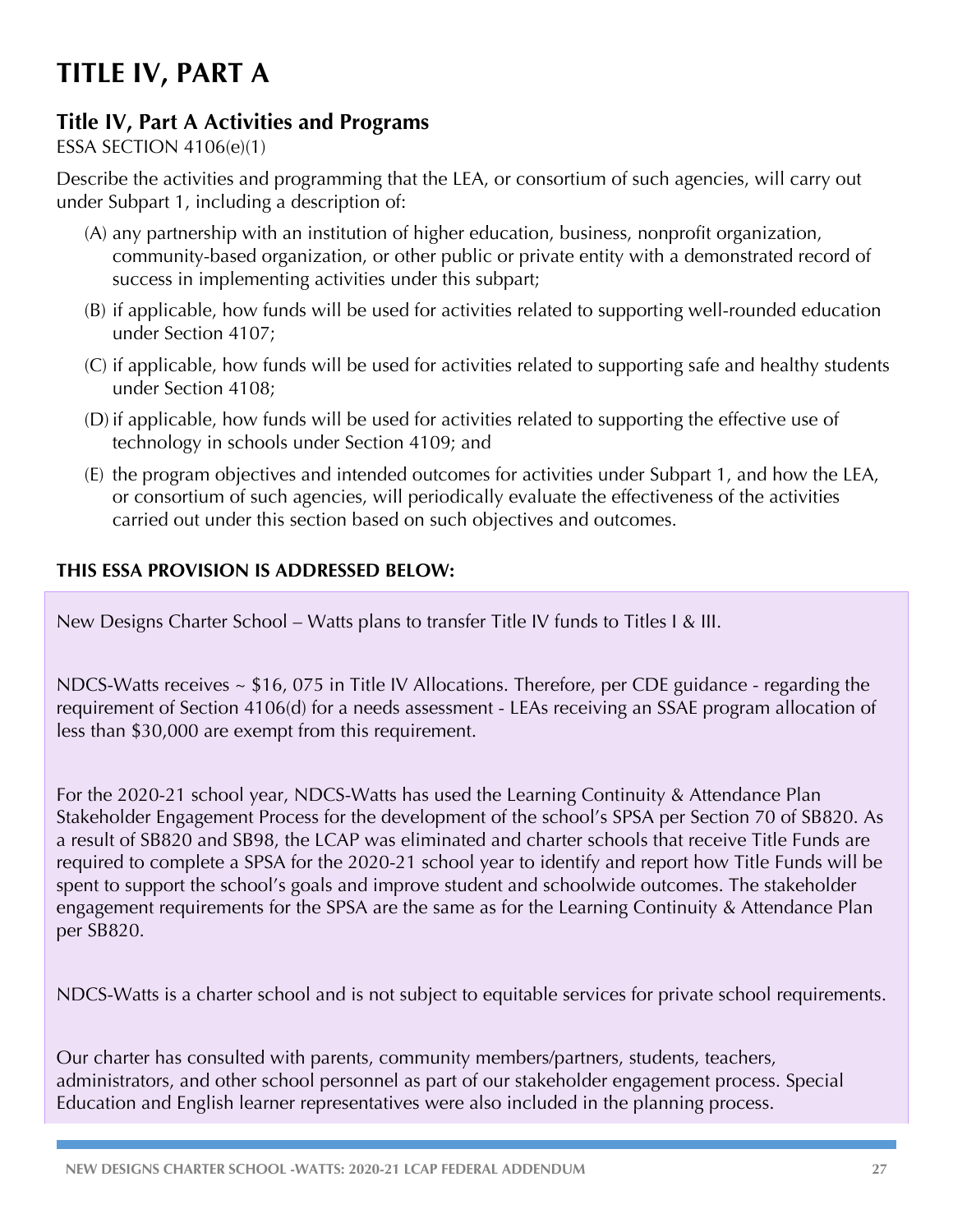# TITLE IV, PART A

## Title IV, Part A Activities and Programs

ESSA SECTION 4106(e)(1)

Describe the activities and programming that the LEA, or consortium of such agencies, will carry out under Subpart 1, including a description of:

(A) any partnership with an institution of higher education, business, nonprofit organization, community-based organization, or other public or private entity with a demonstrated record of success in implementing activities under this subpart;

(B) if applicable, how funds will be used for activities related to supporting well-rounded education under Section 4107;

(C) if applicable, how funds will be used for activities related to supporting safe and healthy students under Section 4108;

(D) if applicable, how funds will be used for activities related to supporting the effective use of technology in schools under Section 4109; and

(E) the program objectives and intended outcomes for activities under Subpart 1, and how the LEA, or consortium of such agencies, will periodically evaluate the effectiveness of the activities carried out under this section based on such objectives and outcomes.

**THIS ESSA PROVISION IS ADDRESSED BELOW:**

New Designs Charter School – Watts plans to transfer Title IV funds to Titles I & III.

NDCS-Watts receives ~ $16, 075 in Title IV Allocations. Therefore, per CDE guidance - regarding the requirement of Section 4106(d) for a needs assessment - LEAs receiving an SSAE program allocation of less than $30,000 are exempt from this requirement.

For the 2020-21 school year, NDCS-Watts has used the Learning Continuity & Attendance Plan Stakeholder Engagement Process for the development of the school's SPSA per Section 70 of SB820. As a result of SB820 and SB98, the LCAP was eliminated and charter schools that receive Title Funds are required to complete a SPSA for the 2020-21 school year to identify and report how Title Funds will be spent to support the school's goals and improve student and schoolwide outcomes. The stakeholder engagement requirements for the SPSA are the same as for the Learning Continuity & Attendance Plan per SB820.

NDCS-Watts is a charter school and is not subject to equitable services for private school requirements.

Our charter has consulted with parents, community members/partners, students, teachers, administrators, and other school personnel as part of our stakeholder engagement process. Special Education and English learner representatives were also included in the planning process.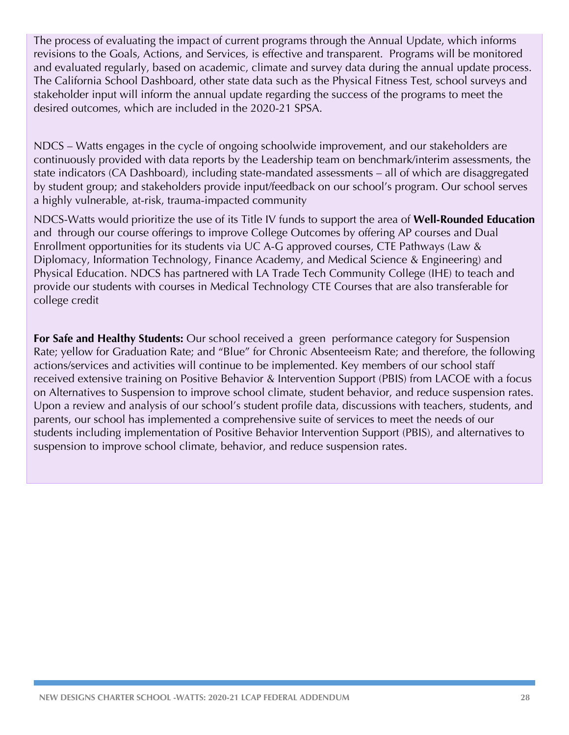The process of evaluating the impact of current programs through the Annual Update, which informs revisions to the Goals, Actions, and Services, is effective and transparent. Programs will be monitored and evaluated regularly, based on academic, climate and survey data during the annual update process. The California School Dashboard, other state data such as the Physical Fitness Test, school surveys and stakeholder input will inform the annual update regarding the success of the programs to meet the desired outcomes, which are included in the 2020-21 SPSA.

NDCS – Watts engages in the cycle of ongoing schoolwide improvement, and our stakeholders are continuously provided with data reports by the Leadership team on benchmark/interim assessments, the state indicators (CA Dashboard), including state-mandated assessments – all of which are disaggregated by student group; and stakeholders provide input/feedback on our school's program. Our school serves a highly vulnerable, at-risk, trauma-impacted community

NDCS-Watts would prioritize the use of its Title IV funds to support the area of **Well-Rounded Education** and through our course offerings to improve College Outcomes by offering AP courses and Dual Enrollment opportunities for its students via UC A-G approved courses, CTE Pathways (Law & Diplomacy, Information Technology, Finance Academy, and Medical Science & Engineering) and Physical Education. NDCS has partnered with LA Trade Tech Community College (IHE) to teach and provide our students with courses in Medical Technology CTE Courses that are also transferable for college credit

**For Safe and Healthy Students:** Our school received a green performance category for Suspension Rate; yellow for Graduation Rate; and "Blue" for Chronic Absenteeism Rate; and therefore, the following actions/services and activities will continue to be implemented. Key members of our school staff received extensive training on Positive Behavior & Intervention Support (PBIS) from LACOE with a focus on Alternatives to Suspension to improve school climate, student behavior, and reduce suspension rates. Upon a review and analysis of our school's student profile data, discussions with teachers, students, and parents, our school has implemented a comprehensive suite of services to meet the needs of our students including implementation of Positive Behavior Intervention Support (PBIS), and alternatives to suspension to improve school climate, behavior, and reduce suspension rates.